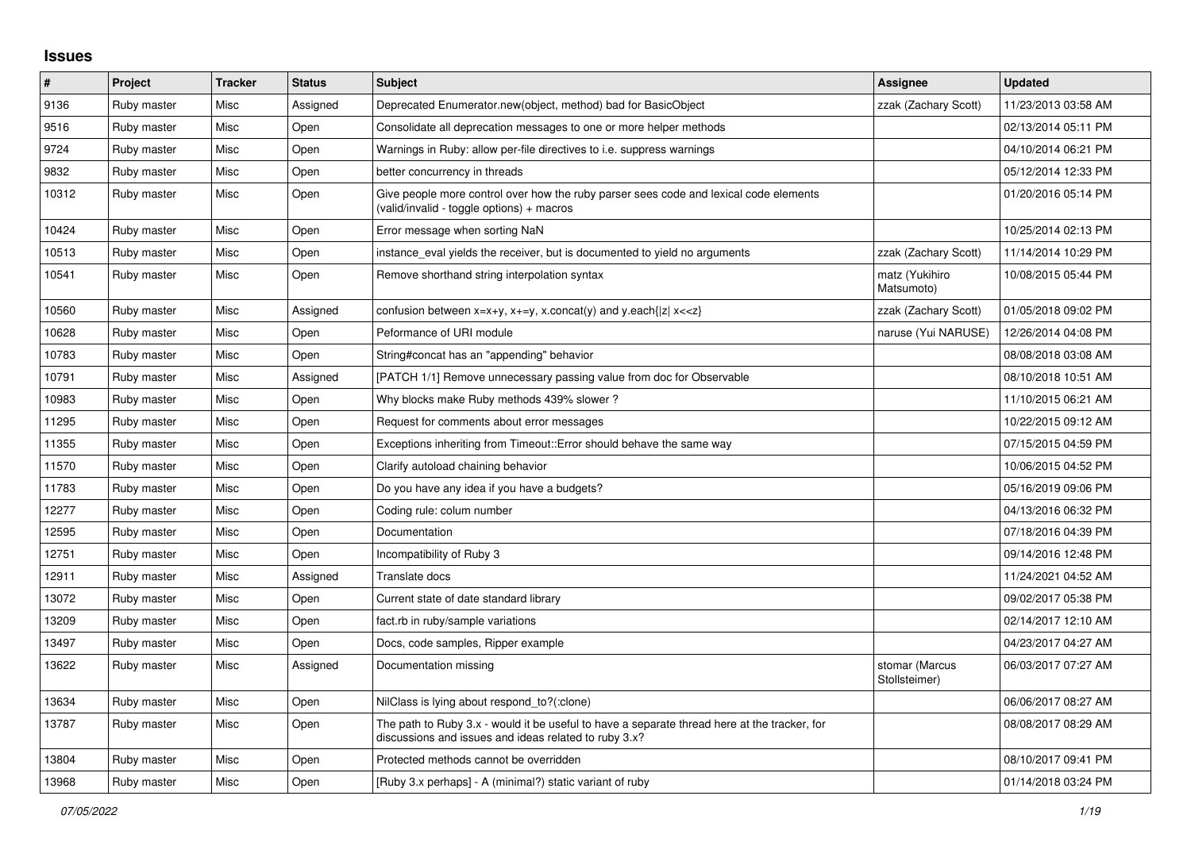## Issues

| # | Project | Tracker | Status | Subject | Assignee | Updated |
|---|---|---|---|---|---|---|
| 9136 | Ruby master | Misc | Assigned | Deprecated Enumerator.new(object, method) bad for BasicObject | zzak (Zachary Scott) | 11/23/2013 03:58 AM |
| 9516 | Ruby master | Misc | Open | Consolidate all deprecation messages to one or more helper methods | | 02/13/2014 05:11 PM |
| 9724 | Ruby master | Misc | Open | Warnings in Ruby: allow per-file directives to i.e. suppress warnings | | 04/10/2014 06:21 PM |
| 9832 | Ruby master | Misc | Open | better concurrency in threads | | 05/12/2014 12:33 PM |
| 10312 | Ruby master | Misc | Open | Give people more control over how the ruby parser sees code and lexical code elements (valid/invalid - toggle options) + macros | | 01/20/2016 05:14 PM |
| 10424 | Ruby master | Misc | Open | Error message when sorting NaN | | 10/25/2014 02:13 PM |
| 10513 | Ruby master | Misc | Open | instance_eval yields the receiver, but is documented to yield no arguments | zzak (Zachary Scott) | 11/14/2014 10:29 PM |
| 10541 | Ruby master | Misc | Open | Remove shorthand string interpolation syntax | matz (Yukihiro Matsumoto) | 10/08/2015 05:44 PM |
| 10560 | Ruby master | Misc | Assigned | confusion between x=x+y, x+=y, x.concat(y) and y.each{\|z\| x<<z} | zzak (Zachary Scott) | 01/05/2018 09:02 PM |
| 10628 | Ruby master | Misc | Open | Peformance of URI module | naruse (Yui NARUSE) | 12/26/2014 04:08 PM |
| 10783 | Ruby master | Misc | Open | String#concat has an "appending" behavior | | 08/08/2018 03:08 AM |
| 10791 | Ruby master | Misc | Assigned | [PATCH 1/1] Remove unnecessary passing value from doc for Observable | | 08/10/2018 10:51 AM |
| 10983 | Ruby master | Misc | Open | Why blocks make Ruby methods 439% slower ? | | 11/10/2015 06:21 AM |
| 11295 | Ruby master | Misc | Open | Request for comments about error messages | | 10/22/2015 09:12 AM |
| 11355 | Ruby master | Misc | Open | Exceptions inheriting from Timeout::Error should behave the same way | | 07/15/2015 04:59 PM |
| 11570 | Ruby master | Misc | Open | Clarify autoload chaining behavior | | 10/06/2015 04:52 PM |
| 11783 | Ruby master | Misc | Open | Do you have any idea if you have a budgets? | | 05/16/2019 09:06 PM |
| 12277 | Ruby master | Misc | Open | Coding rule: colum number | | 04/13/2016 06:32 PM |
| 12595 | Ruby master | Misc | Open | Documentation | | 07/18/2016 04:39 PM |
| 12751 | Ruby master | Misc | Open | Incompatibility of Ruby 3 | | 09/14/2016 12:48 PM |
| 12911 | Ruby master | Misc | Assigned | Translate docs | | 11/24/2021 04:52 AM |
| 13072 | Ruby master | Misc | Open | Current state of date standard library | | 09/02/2017 05:38 PM |
| 13209 | Ruby master | Misc | Open | fact.rb in ruby/sample variations | | 02/14/2017 12:10 AM |
| 13497 | Ruby master | Misc | Open | Docs, code samples, Ripper example | | 04/23/2017 04:27 AM |
| 13622 | Ruby master | Misc | Assigned | Documentation missing | stomar (Marcus Stollsteimer) | 06/03/2017 07:27 AM |
| 13634 | Ruby master | Misc | Open | NilClass is lying about respond_to?(:clone) | | 06/06/2017 08:27 AM |
| 13787 | Ruby master | Misc | Open | The path to Ruby 3.x - would it be useful to have a separate thread here at the tracker, for discussions and issues and ideas related to ruby 3.x? | | 08/08/2017 08:29 AM |
| 13804 | Ruby master | Misc | Open | Protected methods cannot be overridden | | 08/10/2017 09:41 PM |
| 13968 | Ruby master | Misc | Open | [Ruby 3.x perhaps] - A (minimal?) static variant of ruby | | 01/14/2018 03:24 PM |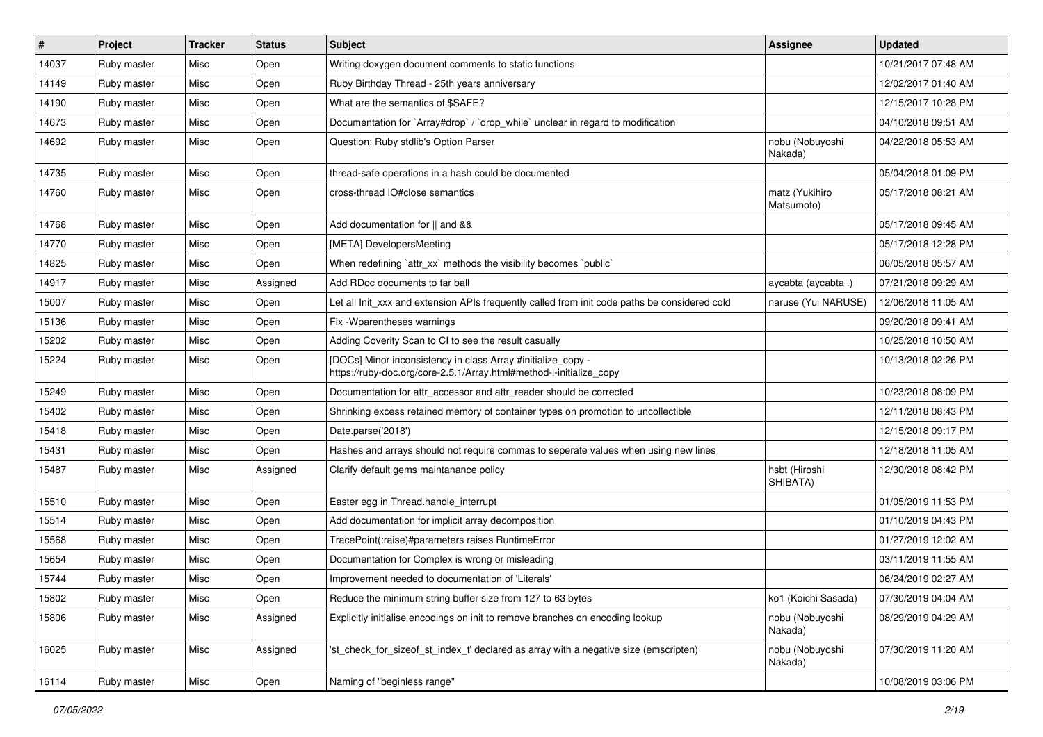| # | Project | Tracker | Status | Subject | Assignee | Updated |
|---|---|---|---|---|---|---|
| 14037 | Ruby master | Misc | Open | Writing doxygen document comments to static functions | | 10/21/2017 07:48 AM |
| 14149 | Ruby master | Misc | Open | Ruby Birthday Thread - 25th years anniversary | | 12/02/2017 01:40 AM |
| 14190 | Ruby master | Misc | Open | What are the semantics of $SAFE? | | 12/15/2017 10:28 PM |
| 14673 | Ruby master | Misc | Open | Documentation for `Array#drop` / `drop_while` unclear in regard to modification | | 04/10/2018 09:51 AM |
| 14692 | Ruby master | Misc | Open | Question: Ruby stdlib's Option Parser | nobu (Nobuyoshi Nakada) | 04/22/2018 05:53 AM |
| 14735 | Ruby master | Misc | Open | thread-safe operations in a hash could be documented | | 05/04/2018 01:09 PM |
| 14760 | Ruby master | Misc | Open | cross-thread IO#close semantics | matz (Yukihiro Matsumoto) | 05/17/2018 08:21 AM |
| 14768 | Ruby master | Misc | Open | Add documentation for \|\| and && | | 05/17/2018 09:45 AM |
| 14770 | Ruby master | Misc | Open | [META] DevelopersMeeting | | 05/17/2018 12:28 PM |
| 14825 | Ruby master | Misc | Open | When redefining `attr_xx` methods the visibility becomes `public` | | 06/05/2018 05:57 AM |
| 14917 | Ruby master | Misc | Assigned | Add RDoc documents to tar ball | aycabta (aycabta .) | 07/21/2018 09:29 AM |
| 15007 | Ruby master | Misc | Open | Let all Init_xxx and extension APIs frequently called from init code paths be considered cold | naruse (Yui NARUSE) | 12/06/2018 11:05 AM |
| 15136 | Ruby master | Misc | Open | Fix -Wparentheses warnings | | 09/20/2018 09:41 AM |
| 15202 | Ruby master | Misc | Open | Adding Coverity Scan to CI to see the result casually | | 10/25/2018 10:50 AM |
| 15224 | Ruby master | Misc | Open | [DOCs] Minor inconsistency in class Array #initialize_copy - https://ruby-doc.org/core-2.5.1/Array.html#method-i-initialize_copy | | 10/13/2018 02:26 PM |
| 15249 | Ruby master | Misc | Open | Documentation for attr_accessor and attr_reader should be corrected | | 10/23/2018 08:09 PM |
| 15402 | Ruby master | Misc | Open | Shrinking excess retained memory of container types on promotion to uncollectible | | 12/11/2018 08:43 PM |
| 15418 | Ruby master | Misc | Open | Date.parse('2018') | | 12/15/2018 09:17 PM |
| 15431 | Ruby master | Misc | Open | Hashes and arrays should not require commas to seperate values when using new lines | | 12/18/2018 11:05 AM |
| 15487 | Ruby master | Misc | Assigned | Clarify default gems maintanance policy | hsbt (Hiroshi SHIBATA) | 12/30/2018 08:42 PM |
| 15510 | Ruby master | Misc | Open | Easter egg in Thread.handle_interrupt | | 01/05/2019 11:53 PM |
| 15514 | Ruby master | Misc | Open | Add documentation for implicit array decomposition | | 01/10/2019 04:43 PM |
| 15568 | Ruby master | Misc | Open | TracePoint(:raise)#parameters raises RuntimeError | | 01/27/2019 12:02 AM |
| 15654 | Ruby master | Misc | Open | Documentation for Complex is wrong or misleading | | 03/11/2019 11:55 AM |
| 15744 | Ruby master | Misc | Open | Improvement needed to documentation of 'Literals' | | 06/24/2019 02:27 AM |
| 15802 | Ruby master | Misc | Open | Reduce the minimum string buffer size from 127 to 63 bytes | ko1 (Koichi Sasada) | 07/30/2019 04:04 AM |
| 15806 | Ruby master | Misc | Assigned | Explicitly initialise encodings on init to remove branches on encoding lookup | nobu (Nobuyoshi Nakada) | 08/29/2019 04:29 AM |
| 16025 | Ruby master | Misc | Assigned | 'st_check_for_sizeof_st_index_t' declared as array with a negative size (emscripten) | nobu (Nobuyoshi Nakada) | 07/30/2019 11:20 AM |
| 16114 | Ruby master | Misc | Open | Naming of "beginless range" | | 10/08/2019 03:06 PM |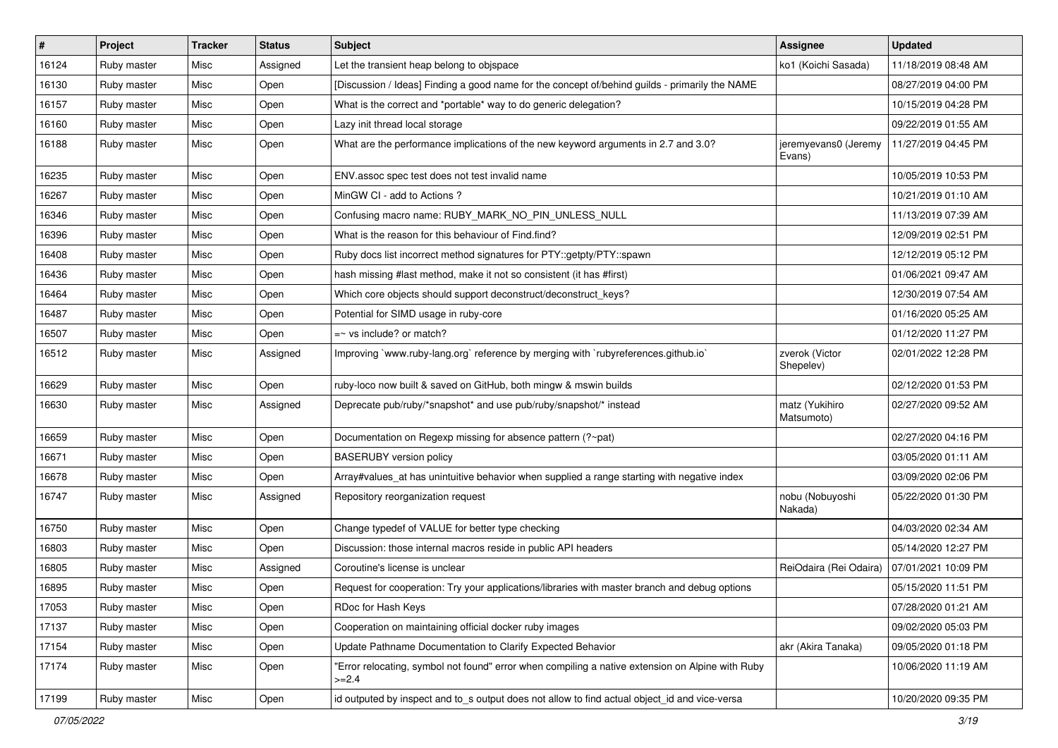| # | Project | Tracker | Status | Subject | Assignee | Updated |
|---|---|---|---|---|---|---|
| 16124 | Ruby master | Misc | Assigned | Let the transient heap belong to objspace | ko1 (Koichi Sasada) | 11/18/2019 08:48 AM |
| 16130 | Ruby master | Misc | Open | [Discussion / Ideas] Finding a good name for the concept of/behind guilds - primarily the NAME | | 08/27/2019 04:00 PM |
| 16157 | Ruby master | Misc | Open | What is the correct and *portable* way to do generic delegation? | | 10/15/2019 04:28 PM |
| 16160 | Ruby master | Misc | Open | Lazy init thread local storage | | 09/22/2019 01:55 AM |
| 16188 | Ruby master | Misc | Open | What are the performance implications of the new keyword arguments in 2.7 and 3.0? | jeremyevans0 (Jeremy Evans) | 11/27/2019 04:45 PM |
| 16235 | Ruby master | Misc | Open | ENV.assoc spec test does not test invalid name | | 10/05/2019 10:53 PM |
| 16267 | Ruby master | Misc | Open | MinGW CI - add to Actions ? | | 10/21/2019 01:10 AM |
| 16346 | Ruby master | Misc | Open | Confusing macro name: RUBY_MARK_NO_PIN_UNLESS_NULL | | 11/13/2019 07:39 AM |
| 16396 | Ruby master | Misc | Open | What is the reason for this behaviour of Find.find? | | 12/09/2019 02:51 PM |
| 16408 | Ruby master | Misc | Open | Ruby docs list incorrect method signatures for PTY::getpty/PTY::spawn | | 12/12/2019 05:12 PM |
| 16436 | Ruby master | Misc | Open | hash missing #last method, make it not so consistent (it has #first) | | 01/06/2021 09:47 AM |
| 16464 | Ruby master | Misc | Open | Which core objects should support deconstruct/deconstruct_keys? | | 12/30/2019 07:54 AM |
| 16487 | Ruby master | Misc | Open | Potential for SIMD usage in ruby-core | | 01/16/2020 05:25 AM |
| 16507 | Ruby master | Misc | Open | =~ vs include? or match? | | 01/12/2020 11:27 PM |
| 16512 | Ruby master | Misc | Assigned | Improving `www.ruby-lang.org` reference by merging with `rubyreferences.github.io` | zverok (Victor Shepelev) | 02/01/2022 12:28 PM |
| 16629 | Ruby master | Misc | Open | ruby-loco now built & saved on GitHub, both mingw & mswin builds | | 02/12/2020 01:53 PM |
| 16630 | Ruby master | Misc | Assigned | Deprecate pub/ruby/*snapshot* and use pub/ruby/snapshot/* instead | matz (Yukihiro Matsumoto) | 02/27/2020 09:52 AM |
| 16659 | Ruby master | Misc | Open | Documentation on Regexp missing for absence pattern (?~pat) | | 02/27/2020 04:16 PM |
| 16671 | Ruby master | Misc | Open | BASERUBY version policy | | 03/05/2020 01:11 AM |
| 16678 | Ruby master | Misc | Open | Array#values_at has unintuitive behavior when supplied a range starting with negative index | | 03/09/2020 02:06 PM |
| 16747 | Ruby master | Misc | Assigned | Repository reorganization request | nobu (Nobuyoshi Nakada) | 05/22/2020 01:30 PM |
| 16750 | Ruby master | Misc | Open | Change typedef of VALUE for better type checking | | 04/03/2020 02:34 AM |
| 16803 | Ruby master | Misc | Open | Discussion: those internal macros reside in public API headers | | 05/14/2020 12:27 PM |
| 16805 | Ruby master | Misc | Assigned | Coroutine's license is unclear | ReiOdaira (Rei Odaira) | 07/01/2021 10:09 PM |
| 16895 | Ruby master | Misc | Open | Request for cooperation: Try your applications/libraries with master branch and debug options | | 05/15/2020 11:51 PM |
| 17053 | Ruby master | Misc | Open | RDoc for Hash Keys | | 07/28/2020 01:21 AM |
| 17137 | Ruby master | Misc | Open | Cooperation on maintaining official docker ruby images | | 09/02/2020 05:03 PM |
| 17154 | Ruby master | Misc | Open | Update Pathname Documentation to Clarify Expected Behavior | akr (Akira Tanaka) | 09/05/2020 01:18 PM |
| 17174 | Ruby master | Misc | Open | "Error relocating, symbol not found" error when compiling a native extension on Alpine with Ruby >=2.4 | | 10/06/2020 11:19 AM |
| 17199 | Ruby master | Misc | Open | id outputed by inspect and to_s output does not allow to find actual object_id and vice-versa | | 10/20/2020 09:35 PM |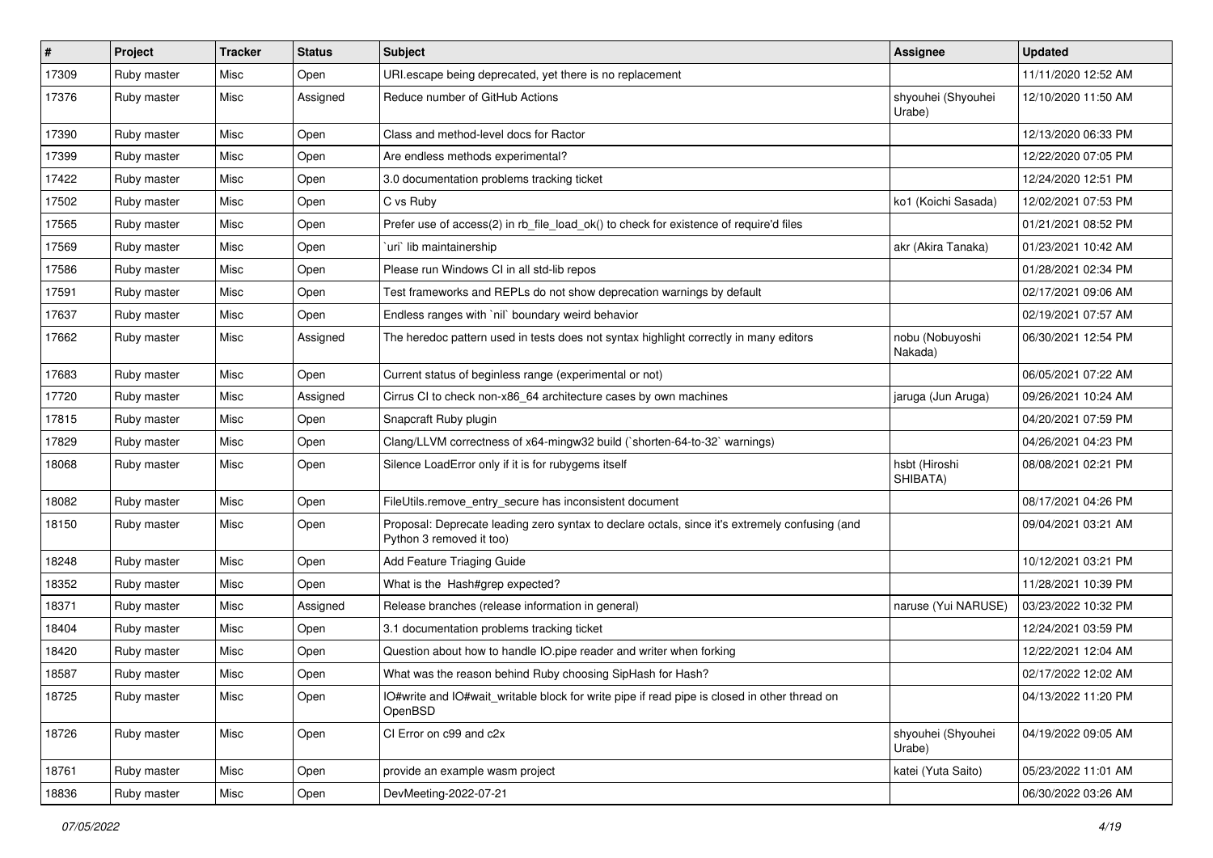| # | Project | Tracker | Status | Subject | Assignee | Updated |
|---|---|---|---|---|---|---|
| 17309 | Ruby master | Misc | Open | URI.escape being deprecated, yet there is no replacement | | 11/11/2020 12:52 AM |
| 17376 | Ruby master | Misc | Assigned | Reduce number of GitHub Actions | shyouhei (Shyouhei Urabe) | 12/10/2020 11:50 AM |
| 17390 | Ruby master | Misc | Open | Class and method-level docs for Ractor | | 12/13/2020 06:33 PM |
| 17399 | Ruby master | Misc | Open | Are endless methods experimental? | | 12/22/2020 07:05 PM |
| 17422 | Ruby master | Misc | Open | 3.0 documentation problems tracking ticket | | 12/24/2020 12:51 PM |
| 17502 | Ruby master | Misc | Open | C vs Ruby | ko1 (Koichi Sasada) | 12/02/2021 07:53 PM |
| 17565 | Ruby master | Misc | Open | Prefer use of access(2) in rb_file_load_ok() to check for existence of require'd files | | 01/21/2021 08:52 PM |
| 17569 | Ruby master | Misc | Open | `uri` lib maintainership | akr (Akira Tanaka) | 01/23/2021 10:42 AM |
| 17586 | Ruby master | Misc | Open | Please run Windows CI in all std-lib repos | | 01/28/2021 02:34 PM |
| 17591 | Ruby master | Misc | Open | Test frameworks and REPLs do not show deprecation warnings by default | | 02/17/2021 09:06 AM |
| 17637 | Ruby master | Misc | Open | Endless ranges with `nil` boundary weird behavior | | 02/19/2021 07:57 AM |
| 17662 | Ruby master | Misc | Assigned | The heredoc pattern used in tests does not syntax highlight correctly in many editors | nobu (Nobuyoshi Nakada) | 06/30/2021 12:54 PM |
| 17683 | Ruby master | Misc | Open | Current status of beginless range (experimental or not) | | 06/05/2021 07:22 AM |
| 17720 | Ruby master | Misc | Assigned | Cirrus CI to check non-x86_64 architecture cases by own machines | jaruga (Jun Aruga) | 09/26/2021 10:24 AM |
| 17815 | Ruby master | Misc | Open | Snapcraft Ruby plugin | | 04/20/2021 07:59 PM |
| 17829 | Ruby master | Misc | Open | Clang/LLVM correctness of x64-mingw32 build (`shorten-64-to-32` warnings) | | 04/26/2021 04:23 PM |
| 18068 | Ruby master | Misc | Open | Silence LoadError only if it is for rubygems itself | hsbt (Hiroshi SHIBATA) | 08/08/2021 02:21 PM |
| 18082 | Ruby master | Misc | Open | FileUtils.remove_entry_secure has inconsistent document | | 08/17/2021 04:26 PM |
| 18150 | Ruby master | Misc | Open | Proposal: Deprecate leading zero syntax to declare octals, since it's extremely confusing (and Python 3 removed it too) | | 09/04/2021 03:21 AM |
| 18248 | Ruby master | Misc | Open | Add Feature Triaging Guide | | 10/12/2021 03:21 PM |
| 18352 | Ruby master | Misc | Open | What is the Hash#grep expected? | | 11/28/2021 10:39 PM |
| 18371 | Ruby master | Misc | Assigned | Release branches (release information in general) | naruse (Yui NARUSE) | 03/23/2022 10:32 PM |
| 18404 | Ruby master | Misc | Open | 3.1 documentation problems tracking ticket | | 12/24/2021 03:59 PM |
| 18420 | Ruby master | Misc | Open | Question about how to handle IO.pipe reader and writer when forking | | 12/22/2021 12:04 AM |
| 18587 | Ruby master | Misc | Open | What was the reason behind Ruby choosing SipHash for Hash? | | 02/17/2022 12:02 AM |
| 18725 | Ruby master | Misc | Open | IO#write and IO#wait_writable block for write pipe if read pipe is closed in other thread on OpenBSD | | 04/13/2022 11:20 PM |
| 18726 | Ruby master | Misc | Open | CI Error on c99 and c2x | shyouhei (Shyouhei Urabe) | 04/19/2022 09:05 AM |
| 18761 | Ruby master | Misc | Open | provide an example wasm project | katei (Yuta Saito) | 05/23/2022 11:01 AM |
| 18836 | Ruby master | Misc | Open | DevMeeting-2022-07-21 | | 06/30/2022 03:26 AM |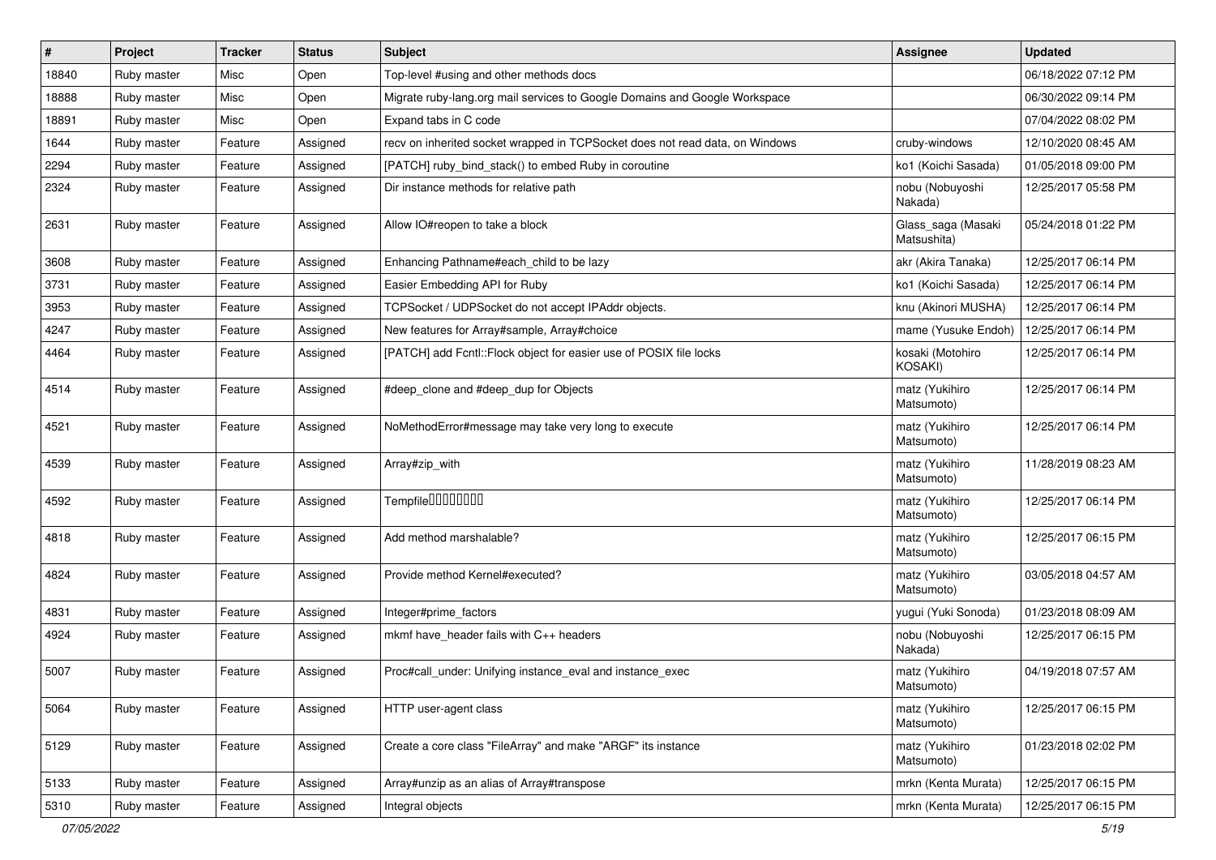| # | Project | Tracker | Status | Subject | Assignee | Updated |
| --- | --- | --- | --- | --- | --- | --- |
| 18840 | Ruby master | Misc | Open | Top-level #using and other methods docs | | 06/18/2022 07:12 PM |
| 18888 | Ruby master | Misc | Open | Migrate ruby-lang.org mail services to Google Domains and Google Workspace | | 06/30/2022 09:14 PM |
| 18891 | Ruby master | Misc | Open | Expand tabs in C code | | 07/04/2022 08:02 PM |
| 1644 | Ruby master | Feature | Assigned | recv on inherited socket wrapped in TCPSocket does not read data, on Windows | cruby-windows | 12/10/2020 08:45 AM |
| 2294 | Ruby master | Feature | Assigned | [PATCH] ruby_bind_stack() to embed Ruby in coroutine | ko1 (Koichi Sasada) | 01/05/2018 09:00 PM |
| 2324 | Ruby master | Feature | Assigned | Dir instance methods for relative path | nobu (Nobuyoshi Nakada) | 12/25/2017 05:58 PM |
| 2631 | Ruby master | Feature | Assigned | Allow IO#reopen to take a block | Glass_saga (Masaki Matsushita) | 05/24/2018 01:22 PM |
| 3608 | Ruby master | Feature | Assigned | Enhancing Pathname#each_child to be lazy | akr (Akira Tanaka) | 12/25/2017 06:14 PM |
| 3731 | Ruby master | Feature | Assigned | Easier Embedding API for Ruby | ko1 (Koichi Sasada) | 12/25/2017 06:14 PM |
| 3953 | Ruby master | Feature | Assigned | TCPSocket / UDPSocket do not accept IPAddr objects. | knu (Akinori MUSHA) | 12/25/2017 06:14 PM |
| 4247 | Ruby master | Feature | Assigned | New features for Array#sample, Array#choice | mame (Yusuke Endoh) | 12/25/2017 06:14 PM |
| 4464 | Ruby master | Feature | Assigned | [PATCH] add Fcntl::Flock object for easier use of POSIX file locks | kosaki (Motohiro KOSAKI) | 12/25/2017 06:14 PM |
| 4514 | Ruby master | Feature | Assigned | #deep_clone and #deep_dup for Objects | matz (Yukihiro Matsumoto) | 12/25/2017 06:14 PM |
| 4521 | Ruby master | Feature | Assigned | NoMethodError#message may take very long to execute | matz (Yukihiro Matsumoto) | 12/25/2017 06:14 PM |
| 4539 | Ruby master | Feature | Assigned | Array#zip_with | matz (Yukihiro Matsumoto) | 11/28/2019 08:23 AM |
| 4592 | Ruby master | Feature | Assigned | Tempfile□□□□□□□□ | matz (Yukihiro Matsumoto) | 12/25/2017 06:14 PM |
| 4818 | Ruby master | Feature | Assigned | Add method marshalable? | matz (Yukihiro Matsumoto) | 12/25/2017 06:15 PM |
| 4824 | Ruby master | Feature | Assigned | Provide method Kernel#executed? | matz (Yukihiro Matsumoto) | 03/05/2018 04:57 AM |
| 4831 | Ruby master | Feature | Assigned | Integer#prime_factors | yugui (Yuki Sonoda) | 01/23/2018 08:09 AM |
| 4924 | Ruby master | Feature | Assigned | mkmf have_header fails with C++ headers | nobu (Nobuyoshi Nakada) | 12/25/2017 06:15 PM |
| 5007 | Ruby master | Feature | Assigned | Proc#call_under: Unifying instance_eval and instance_exec | matz (Yukihiro Matsumoto) | 04/19/2018 07:57 AM |
| 5064 | Ruby master | Feature | Assigned | HTTP user-agent class | matz (Yukihiro Matsumoto) | 12/25/2017 06:15 PM |
| 5129 | Ruby master | Feature | Assigned | Create a core class "FileArray" and make "ARGF" its instance | matz (Yukihiro Matsumoto) | 01/23/2018 02:02 PM |
| 5133 | Ruby master | Feature | Assigned | Array#unzip as an alias of Array#transpose | mrkn (Kenta Murata) | 12/25/2017 06:15 PM |
| 5310 | Ruby master | Feature | Assigned | Integral objects | mrkn (Kenta Murata) | 12/25/2017 06:15 PM |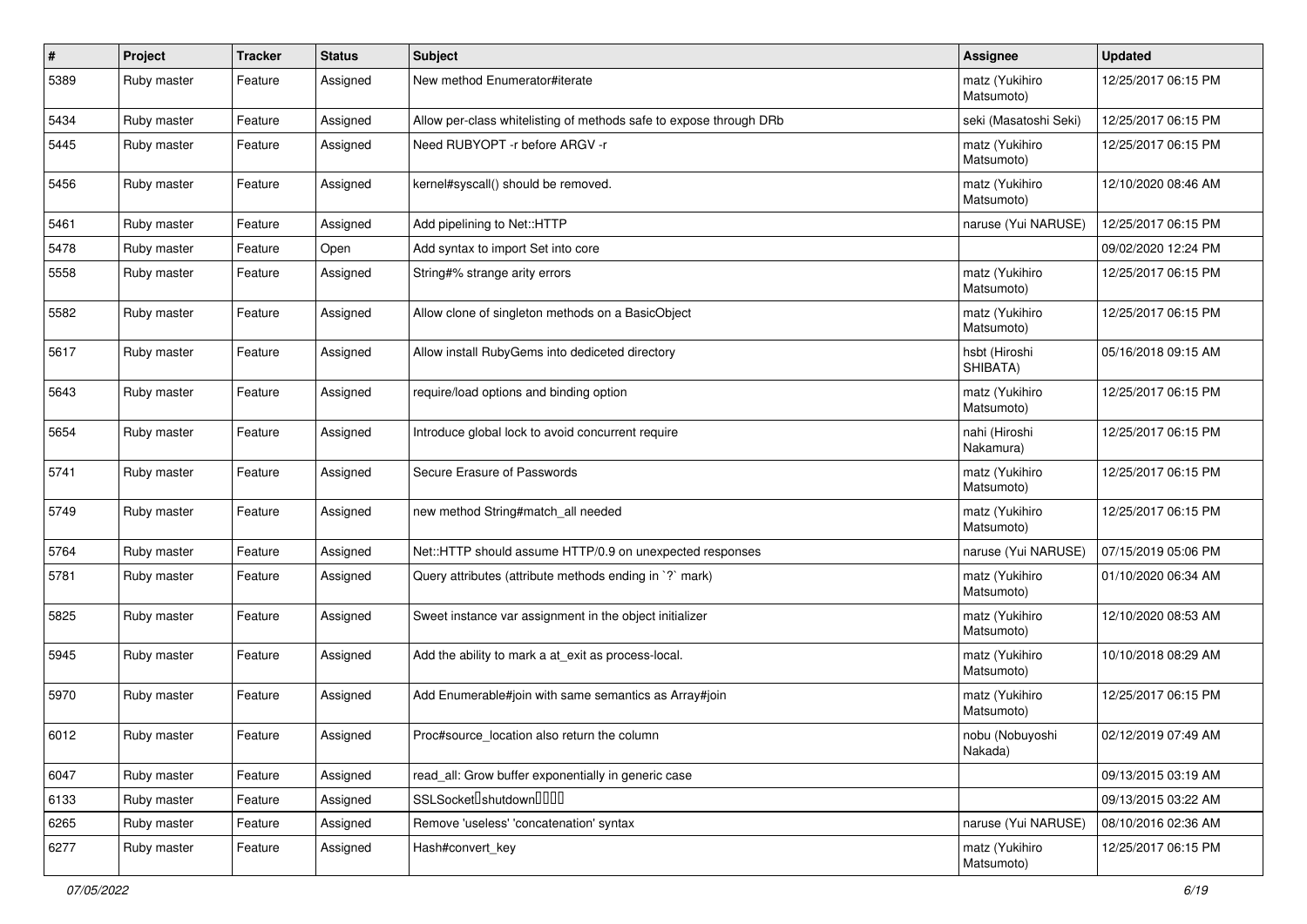| # | Project | Tracker | Status | Subject | Assignee | Updated |
|---|---|---|---|---|---|---|
| 5389 | Ruby master | Feature | Assigned | New method Enumerator#iterate | matz (Yukihiro Matsumoto) | 12/25/2017 06:15 PM |
| 5434 | Ruby master | Feature | Assigned | Allow per-class whitelisting of methods safe to expose through DRb | seki (Masatoshi Seki) | 12/25/2017 06:15 PM |
| 5445 | Ruby master | Feature | Assigned | Need RUBYOPT -r before ARGV -r | matz (Yukihiro Matsumoto) | 12/25/2017 06:15 PM |
| 5456 | Ruby master | Feature | Assigned | kernel#syscall() should be removed. | matz (Yukihiro Matsumoto) | 12/10/2020 08:46 AM |
| 5461 | Ruby master | Feature | Assigned | Add pipelining to Net::HTTP | naruse (Yui NARUSE) | 12/25/2017 06:15 PM |
| 5478 | Ruby master | Feature | Open | Add syntax to import Set into core | | 09/02/2020 12:24 PM |
| 5558 | Ruby master | Feature | Assigned | String#% strange arity errors | matz (Yukihiro Matsumoto) | 12/25/2017 06:15 PM |
| 5582 | Ruby master | Feature | Assigned | Allow clone of singleton methods on a BasicObject | matz (Yukihiro Matsumoto) | 12/25/2017 06:15 PM |
| 5617 | Ruby master | Feature | Assigned | Allow install RubyGems into dediceted directory | hsbt (Hiroshi SHIBATA) | 05/16/2018 09:15 AM |
| 5643 | Ruby master | Feature | Assigned | require/load options and binding option | matz (Yukihiro Matsumoto) | 12/25/2017 06:15 PM |
| 5654 | Ruby master | Feature | Assigned | Introduce global lock to avoid concurrent require | nahi (Hiroshi Nakamura) | 12/25/2017 06:15 PM |
| 5741 | Ruby master | Feature | Assigned | Secure Erasure of Passwords | matz (Yukihiro Matsumoto) | 12/25/2017 06:15 PM |
| 5749 | Ruby master | Feature | Assigned | new method String#match_all needed | matz (Yukihiro Matsumoto) | 12/25/2017 06:15 PM |
| 5764 | Ruby master | Feature | Assigned | Net::HTTP should assume HTTP/0.9 on unexpected responses | naruse (Yui NARUSE) | 07/15/2019 05:06 PM |
| 5781 | Ruby master | Feature | Assigned | Query attributes (attribute methods ending in `?` mark) | matz (Yukihiro Matsumoto) | 01/10/2020 06:34 AM |
| 5825 | Ruby master | Feature | Assigned | Sweet instance var assignment in the object initializer | matz (Yukihiro Matsumoto) | 12/10/2020 08:53 AM |
| 5945 | Ruby master | Feature | Assigned | Add the ability to mark a at_exit as process-local. | matz (Yukihiro Matsumoto) | 10/10/2018 08:29 AM |
| 5970 | Ruby master | Feature | Assigned | Add Enumerable#join with same semantics as Array#join | matz (Yukihiro Matsumoto) | 12/25/2017 06:15 PM |
| 6012 | Ruby master | Feature | Assigned | Proc#source_location also return the column | nobu (Nobuyoshi Nakada) | 02/12/2019 07:49 AM |
| 6047 | Ruby master | Feature | Assigned | read_all: Grow buffer exponentially in generic case | | 09/13/2015 03:19 AM |
| 6133 | Ruby master | Feature | Assigned | SSLSocket□shutdown□□□□ | | 09/13/2015 03:22 AM |
| 6265 | Ruby master | Feature | Assigned | Remove 'useless' 'concatenation' syntax | naruse (Yui NARUSE) | 08/10/2016 02:36 AM |
| 6277 | Ruby master | Feature | Assigned | Hash#convert_key | matz (Yukihiro Matsumoto) | 12/25/2017 06:15 PM |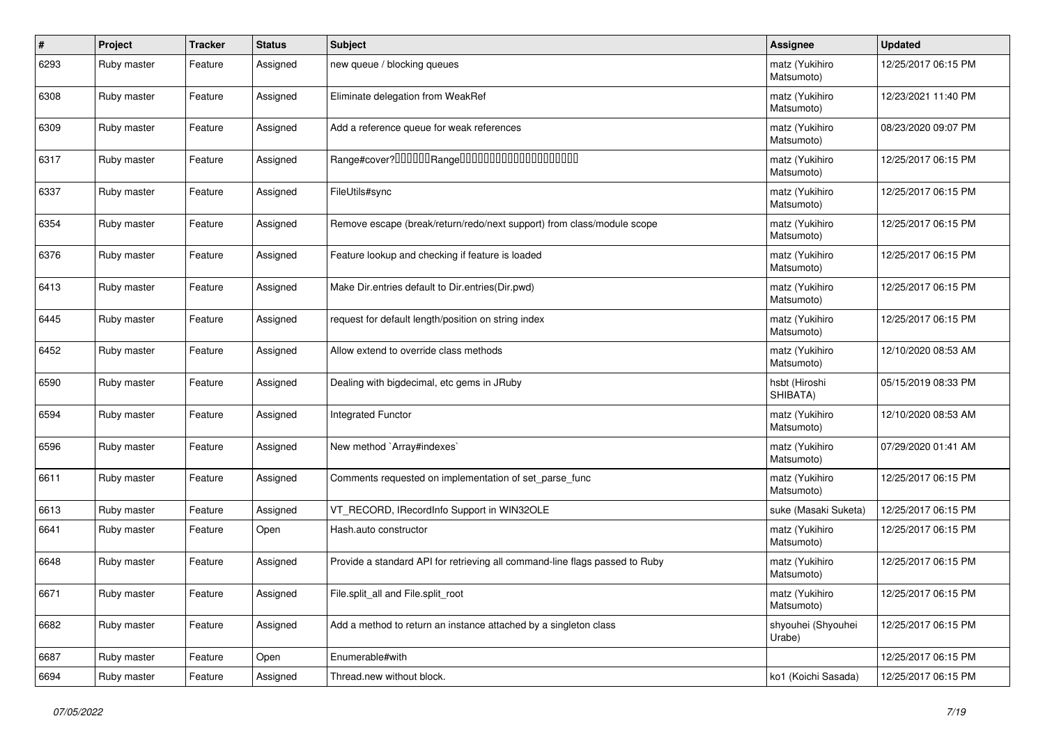| # | Project | Tracker | Status | Subject | Assignee | Updated |
|---|---|---|---|---|---|---|
| 6293 | Ruby master | Feature | Assigned | new queue / blocking queues | matz (Yukihiro Matsumoto) | 12/25/2017 06:15 PM |
| 6308 | Ruby master | Feature | Assigned | Eliminate delegation from WeakRef | matz (Yukihiro Matsumoto) | 12/23/2021 11:40 PM |
| 6309 | Ruby master | Feature | Assigned | Add a reference queue for weak references | matz (Yukihiro Matsumoto) | 08/23/2020 09:07 PM |
| 6317 | Ruby master | Feature | Assigned | Range#cover?□□□□□□Range□□□□□□□□□□□□□□□□□□□□ | matz (Yukihiro Matsumoto) | 12/25/2017 06:15 PM |
| 6337 | Ruby master | Feature | Assigned | FileUtils#sync | matz (Yukihiro Matsumoto) | 12/25/2017 06:15 PM |
| 6354 | Ruby master | Feature | Assigned | Remove escape (break/return/redo/next support) from class/module scope | matz (Yukihiro Matsumoto) | 12/25/2017 06:15 PM |
| 6376 | Ruby master | Feature | Assigned | Feature lookup and checking if feature is loaded | matz (Yukihiro Matsumoto) | 12/25/2017 06:15 PM |
| 6413 | Ruby master | Feature | Assigned | Make Dir.entries default to Dir.entries(Dir.pwd) | matz (Yukihiro Matsumoto) | 12/25/2017 06:15 PM |
| 6445 | Ruby master | Feature | Assigned | request for default length/position on string index | matz (Yukihiro Matsumoto) | 12/25/2017 06:15 PM |
| 6452 | Ruby master | Feature | Assigned | Allow extend to override class methods | matz (Yukihiro Matsumoto) | 12/10/2020 08:53 AM |
| 6590 | Ruby master | Feature | Assigned | Dealing with bigdecimal, etc gems in JRuby | hsbt (Hiroshi SHIBATA) | 05/15/2019 08:33 PM |
| 6594 | Ruby master | Feature | Assigned | Integrated Functor | matz (Yukihiro Matsumoto) | 12/10/2020 08:53 AM |
| 6596 | Ruby master | Feature | Assigned | New method `Array#indexes` | matz (Yukihiro Matsumoto) | 07/29/2020 01:41 AM |
| 6611 | Ruby master | Feature | Assigned | Comments requested on implementation of set_parse_func | matz (Yukihiro Matsumoto) | 12/25/2017 06:15 PM |
| 6613 | Ruby master | Feature | Assigned | VT_RECORD, IRecordInfo Support in WIN32OLE | suke (Masaki Suketa) | 12/25/2017 06:15 PM |
| 6641 | Ruby master | Feature | Open | Hash.auto constructor | matz (Yukihiro Matsumoto) | 12/25/2017 06:15 PM |
| 6648 | Ruby master | Feature | Assigned | Provide a standard API for retrieving all command-line flags passed to Ruby | matz (Yukihiro Matsumoto) | 12/25/2017 06:15 PM |
| 6671 | Ruby master | Feature | Assigned | File.split_all and File.split_root | matz (Yukihiro Matsumoto) | 12/25/2017 06:15 PM |
| 6682 | Ruby master | Feature | Assigned | Add a method to return an instance attached by a singleton class | shyouhei (Shyouhei Urabe) | 12/25/2017 06:15 PM |
| 6687 | Ruby master | Feature | Open | Enumerable#with | | 12/25/2017 06:15 PM |
| 6694 | Ruby master | Feature | Assigned | Thread.new without block. | ko1 (Koichi Sasada) | 12/25/2017 06:15 PM |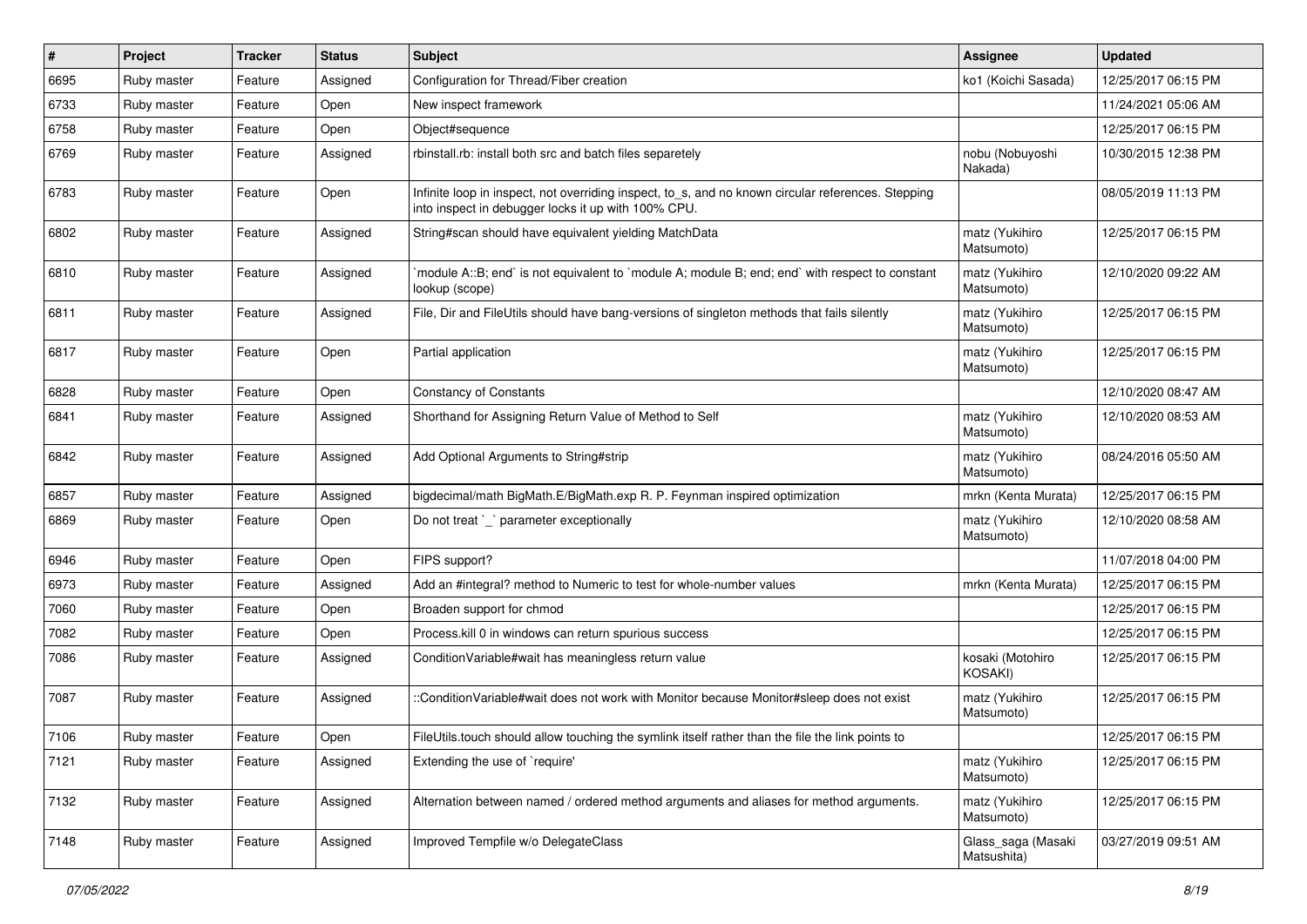| # | Project | Tracker | Status | Subject | Assignee | Updated |
|---|---|---|---|---|---|---|
| 6695 | Ruby master | Feature | Assigned | Configuration for Thread/Fiber creation | ko1 (Koichi Sasada) | 12/25/2017 06:15 PM |
| 6733 | Ruby master | Feature | Open | New inspect framework | | 11/24/2021 05:06 AM |
| 6758 | Ruby master | Feature | Open | Object#sequence | | 12/25/2017 06:15 PM |
| 6769 | Ruby master | Feature | Assigned | rbinstall.rb: install both src and batch files separetely | nobu (Nobuyoshi Nakada) | 10/30/2015 12:38 PM |
| 6783 | Ruby master | Feature | Open | Infinite loop in inspect, not overriding inspect, to_s, and no known circular references. Stepping into inspect in debugger locks it up with 100% CPU. | | 08/05/2019 11:13 PM |
| 6802 | Ruby master | Feature | Assigned | String#scan should have equivalent yielding MatchData | matz (Yukihiro Matsumoto) | 12/25/2017 06:15 PM |
| 6810 | Ruby master | Feature | Assigned | `module A::B; end` is not equivalent to `module A; module B; end; end` with respect to constant lookup (scope) | matz (Yukihiro Matsumoto) | 12/10/2020 09:22 AM |
| 6811 | Ruby master | Feature | Assigned | File, Dir and FileUtils should have bang-versions of singleton methods that fails silently | matz (Yukihiro Matsumoto) | 12/25/2017 06:15 PM |
| 6817 | Ruby master | Feature | Open | Partial application | matz (Yukihiro Matsumoto) | 12/25/2017 06:15 PM |
| 6828 | Ruby master | Feature | Open | Constancy of Constants | | 12/10/2020 08:47 AM |
| 6841 | Ruby master | Feature | Assigned | Shorthand for Assigning Return Value of Method to Self | matz (Yukihiro Matsumoto) | 12/10/2020 08:53 AM |
| 6842 | Ruby master | Feature | Assigned | Add Optional Arguments to String#strip | matz (Yukihiro Matsumoto) | 08/24/2016 05:50 AM |
| 6857 | Ruby master | Feature | Assigned | bigdecimal/math BigMath.E/BigMath.exp R. P. Feynman inspired optimization | mrkn (Kenta Murata) | 12/25/2017 06:15 PM |
| 6869 | Ruby master | Feature | Open | Do not treat `_` parameter exceptionally | matz (Yukihiro Matsumoto) | 12/10/2020 08:58 AM |
| 6946 | Ruby master | Feature | Open | FIPS support? | | 11/07/2018 04:00 PM |
| 6973 | Ruby master | Feature | Assigned | Add an #integral? method to Numeric to test for whole-number values | mrkn (Kenta Murata) | 12/25/2017 06:15 PM |
| 7060 | Ruby master | Feature | Open | Broaden support for chmod | | 12/25/2017 06:15 PM |
| 7082 | Ruby master | Feature | Open | Process.kill 0 in windows can return spurious success | | 12/25/2017 06:15 PM |
| 7086 | Ruby master | Feature | Assigned | ConditionVariable#wait has meaningless return value | kosaki (Motohiro KOSAKI) | 12/25/2017 06:15 PM |
| 7087 | Ruby master | Feature | Assigned | ::ConditionVariable#wait does not work with Monitor because Monitor#sleep does not exist | matz (Yukihiro Matsumoto) | 12/25/2017 06:15 PM |
| 7106 | Ruby master | Feature | Open | FileUtils.touch should allow touching the symlink itself rather than the file the link points to | | 12/25/2017 06:15 PM |
| 7121 | Ruby master | Feature | Assigned | Extending the use of `require' | matz (Yukihiro Matsumoto) | 12/25/2017 06:15 PM |
| 7132 | Ruby master | Feature | Assigned | Alternation between named / ordered method arguments and aliases for method arguments. | matz (Yukihiro Matsumoto) | 12/25/2017 06:15 PM |
| 7148 | Ruby master | Feature | Assigned | Improved Tempfile w/o DelegateClass | Glass_saga (Masaki Matsushita) | 03/27/2019 09:51 AM |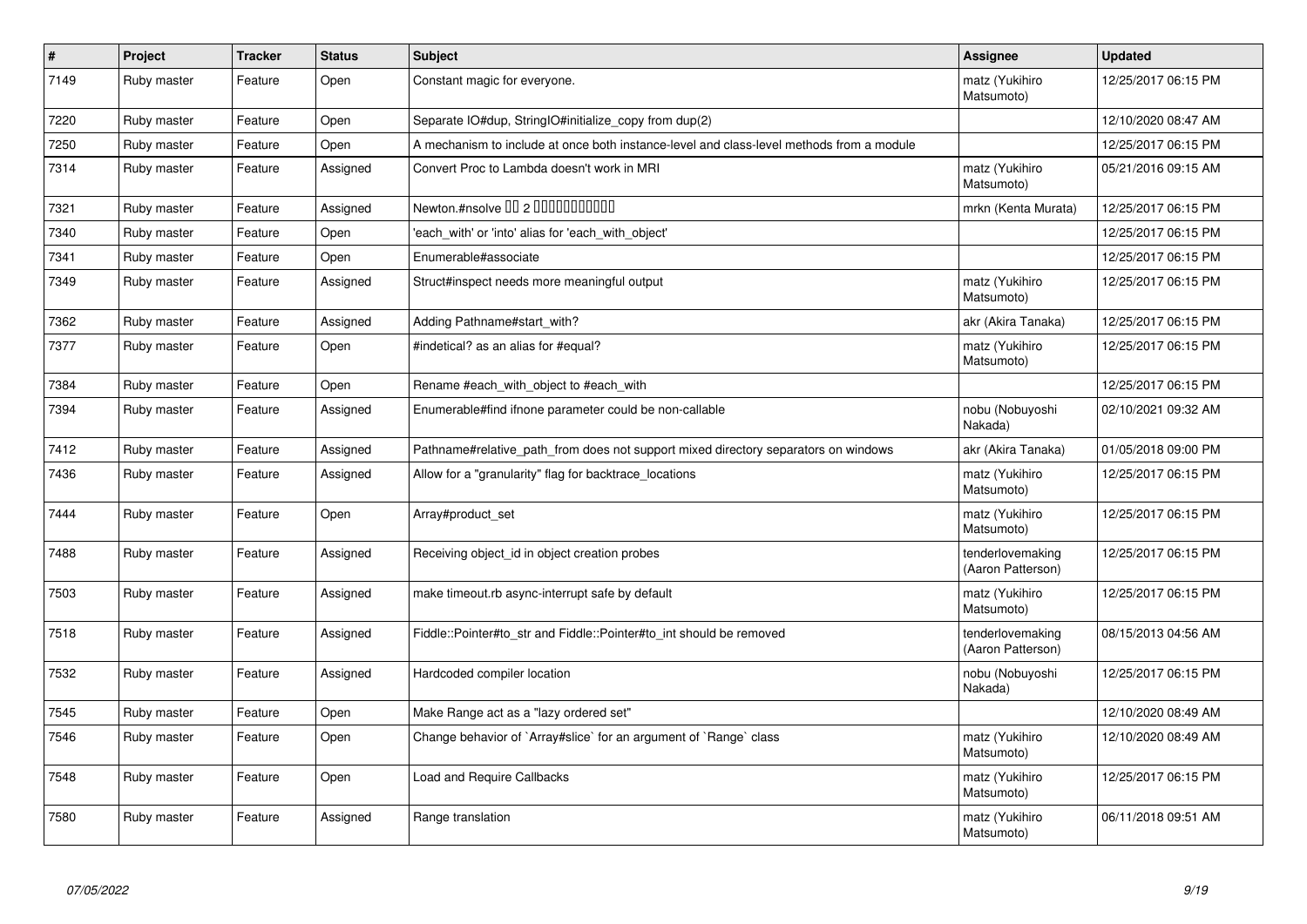| # | Project | Tracker | Status | Subject | Assignee | Updated |
|---|---|---|---|---|---|---|
| 7149 | Ruby master | Feature | Open | Constant magic for everyone. | matz (Yukihiro Matsumoto) | 12/25/2017 06:15 PM |
| 7220 | Ruby master | Feature | Open | Separate IO#dup, StringIO#initialize_copy from dup(2) | | 12/10/2020 08:47 AM |
| 7250 | Ruby master | Feature | Open | A mechanism to include at once both instance-level and class-level methods from a module | | 12/25/2017 06:15 PM |
| 7314 | Ruby master | Feature | Assigned | Convert Proc to Lambda doesn't work in MRI | matz (Yukihiro Matsumoto) | 05/21/2016 09:15 AM |
| 7321 | Ruby master | Feature | Assigned | Newton.#nsolve 00 2 0000000000 | mrkn (Kenta Murata) | 12/25/2017 06:15 PM |
| 7340 | Ruby master | Feature | Open | 'each_with' or 'into' alias for 'each_with_object' | | 12/25/2017 06:15 PM |
| 7341 | Ruby master | Feature | Open | Enumerable#associate | | 12/25/2017 06:15 PM |
| 7349 | Ruby master | Feature | Assigned | Struct#inspect needs more meaningful output | matz (Yukihiro Matsumoto) | 12/25/2017 06:15 PM |
| 7362 | Ruby master | Feature | Assigned | Adding Pathname#start_with? | akr (Akira Tanaka) | 12/25/2017 06:15 PM |
| 7377 | Ruby master | Feature | Open | #indetical? as an alias for #equal? | matz (Yukihiro Matsumoto) | 12/25/2017 06:15 PM |
| 7384 | Ruby master | Feature | Open | Rename #each_with_object to #each_with | | 12/25/2017 06:15 PM |
| 7394 | Ruby master | Feature | Assigned | Enumerable#find ifnone parameter could be non-callable | nobu (Nobuyoshi Nakada) | 02/10/2021 09:32 AM |
| 7412 | Ruby master | Feature | Assigned | Pathname#relative_path_from does not support mixed directory separators on windows | akr (Akira Tanaka) | 01/05/2018 09:00 PM |
| 7436 | Ruby master | Feature | Assigned | Allow for a "granularity" flag for backtrace_locations | matz (Yukihiro Matsumoto) | 12/25/2017 06:15 PM |
| 7444 | Ruby master | Feature | Open | Array#product_set | matz (Yukihiro Matsumoto) | 12/25/2017 06:15 PM |
| 7488 | Ruby master | Feature | Assigned | Receiving object_id in object creation probes | tenderlovemaking (Aaron Patterson) | 12/25/2017 06:15 PM |
| 7503 | Ruby master | Feature | Assigned | make timeout.rb async-interrupt safe by default | matz (Yukihiro Matsumoto) | 12/25/2017 06:15 PM |
| 7518 | Ruby master | Feature | Assigned | Fiddle::Pointer#to_str and Fiddle::Pointer#to_int should be removed | tenderlovemaking (Aaron Patterson) | 08/15/2013 04:56 AM |
| 7532 | Ruby master | Feature | Assigned | Hardcoded compiler location | nobu (Nobuyoshi Nakada) | 12/25/2017 06:15 PM |
| 7545 | Ruby master | Feature | Open | Make Range act as a "lazy ordered set" | | 12/10/2020 08:49 AM |
| 7546 | Ruby master | Feature | Open | Change behavior of `Array#slice` for an argument of `Range` class | matz (Yukihiro Matsumoto) | 12/10/2020 08:49 AM |
| 7548 | Ruby master | Feature | Open | Load and Require Callbacks | matz (Yukihiro Matsumoto) | 12/25/2017 06:15 PM |
| 7580 | Ruby master | Feature | Assigned | Range translation | matz (Yukihiro Matsumoto) | 06/11/2018 09:51 AM |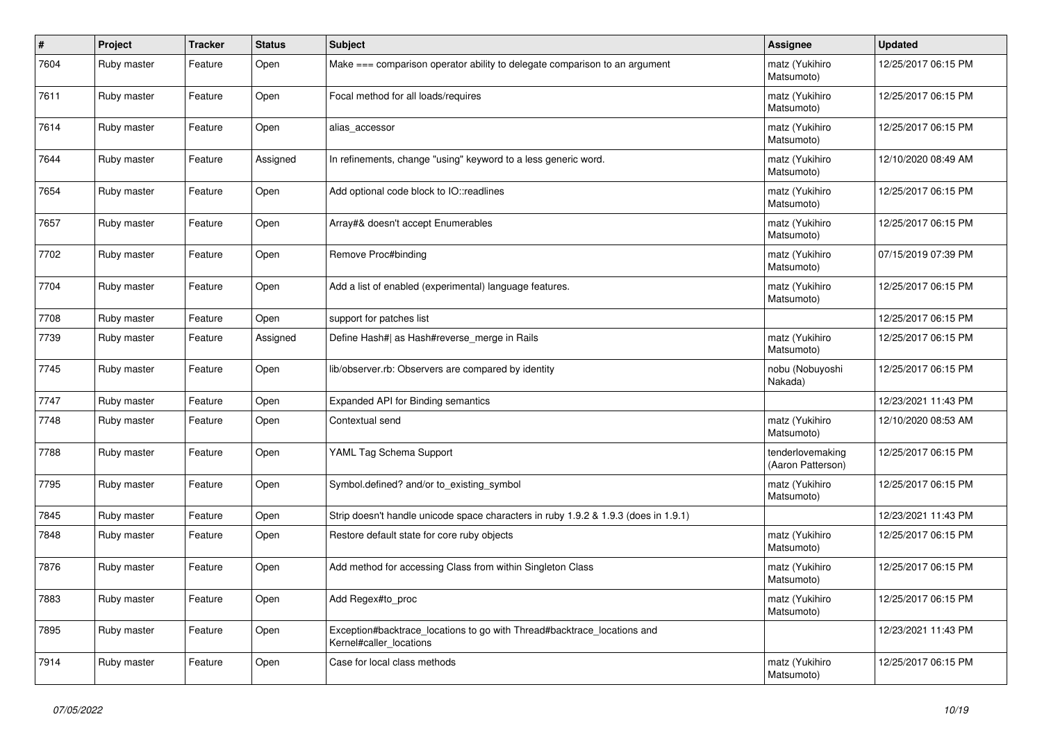| # | Project | Tracker | Status | Subject | Assignee | Updated |
|---|---|---|---|---|---|---|
| 7604 | Ruby master | Feature | Open | Make === comparison operator ability to delegate comparison to an argument | matz (Yukihiro Matsumoto) | 12/25/2017 06:15 PM |
| 7611 | Ruby master | Feature | Open | Focal method for all loads/requires | matz (Yukihiro Matsumoto) | 12/25/2017 06:15 PM |
| 7614 | Ruby master | Feature | Open | alias_accessor | matz (Yukihiro Matsumoto) | 12/25/2017 06:15 PM |
| 7644 | Ruby master | Feature | Assigned | In refinements, change "using" keyword to a less generic word. | matz (Yukihiro Matsumoto) | 12/10/2020 08:49 AM |
| 7654 | Ruby master | Feature | Open | Add optional code block to IO::readlines | matz (Yukihiro Matsumoto) | 12/25/2017 06:15 PM |
| 7657 | Ruby master | Feature | Open | Array#& doesn't accept Enumerables | matz (Yukihiro Matsumoto) | 12/25/2017 06:15 PM |
| 7702 | Ruby master | Feature | Open | Remove Proc#binding | matz (Yukihiro Matsumoto) | 07/15/2019 07:39 PM |
| 7704 | Ruby master | Feature | Open | Add a list of enabled (experimental) language features. | matz (Yukihiro Matsumoto) | 12/25/2017 06:15 PM |
| 7708 | Ruby master | Feature | Open | support for patches list | | 12/25/2017 06:15 PM |
| 7739 | Ruby master | Feature | Assigned | Define Hash#\| as Hash#reverse_merge in Rails | matz (Yukihiro Matsumoto) | 12/25/2017 06:15 PM |
| 7745 | Ruby master | Feature | Open | lib/observer.rb: Observers are compared by identity | nobu (Nobuyoshi Nakada) | 12/25/2017 06:15 PM |
| 7747 | Ruby master | Feature | Open | Expanded API for Binding semantics | | 12/23/2021 11:43 PM |
| 7748 | Ruby master | Feature | Open | Contextual send | matz (Yukihiro Matsumoto) | 12/10/2020 08:53 AM |
| 7788 | Ruby master | Feature | Open | YAML Tag Schema Support | tenderlovemaking (Aaron Patterson) | 12/25/2017 06:15 PM |
| 7795 | Ruby master | Feature | Open | Symbol.defined? and/or to_existing_symbol | matz (Yukihiro Matsumoto) | 12/25/2017 06:15 PM |
| 7845 | Ruby master | Feature | Open | Strip doesn't handle unicode space characters in ruby 1.9.2 & 1.9.3 (does in 1.9.1) | | 12/23/2021 11:43 PM |
| 7848 | Ruby master | Feature | Open | Restore default state for core ruby objects | matz (Yukihiro Matsumoto) | 12/25/2017 06:15 PM |
| 7876 | Ruby master | Feature | Open | Add method for accessing Class from within Singleton Class | matz (Yukihiro Matsumoto) | 12/25/2017 06:15 PM |
| 7883 | Ruby master | Feature | Open | Add Regex#to_proc | matz (Yukihiro Matsumoto) | 12/25/2017 06:15 PM |
| 7895 | Ruby master | Feature | Open | Exception#backtrace_locations to go with Thread#backtrace_locations and Kernel#caller_locations | | 12/23/2021 11:43 PM |
| 7914 | Ruby master | Feature | Open | Case for local class methods | matz (Yukihiro Matsumoto) | 12/25/2017 06:15 PM |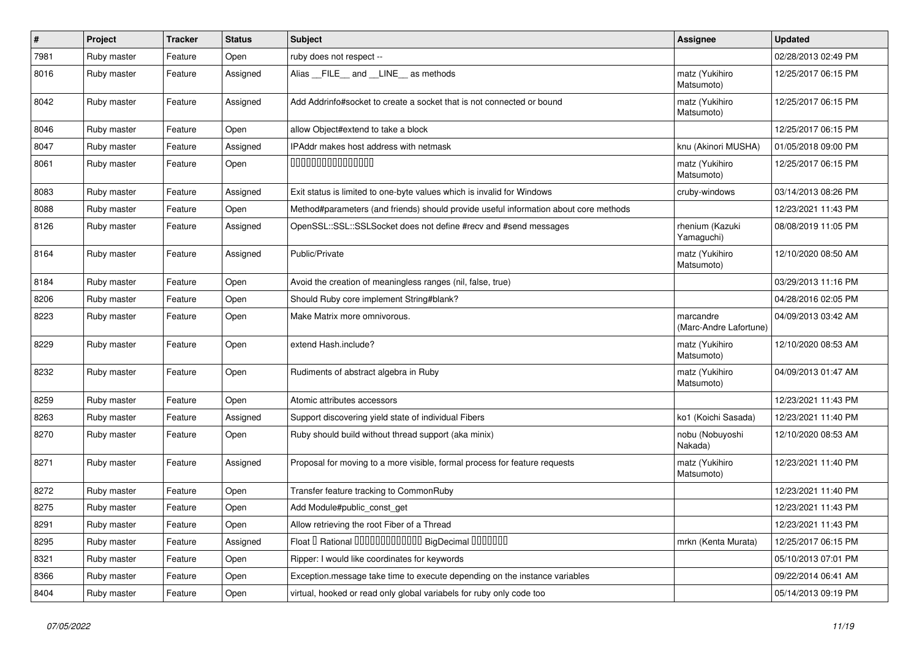| # | Project | Tracker | Status | Subject | Assignee | Updated |
|---|---|---|---|---|---|---|
| 7981 | Ruby master | Feature | Open | ruby does not respect -- | | 02/28/2013 02:49 PM |
| 8016 | Ruby master | Feature | Assigned | Alias __FILE__ and __LINE__ as methods | matz (Yukihiro Matsumoto) | 12/25/2017 06:15 PM |
| 8042 | Ruby master | Feature | Assigned | Add Addrinfo#socket to create a socket that is not connected or bound | matz (Yukihiro Matsumoto) | 12/25/2017 06:15 PM |
| 8046 | Ruby master | Feature | Open | allow Object#extend to take a block | | 12/25/2017 06:15 PM |
| 8047 | Ruby master | Feature | Assigned | IPAddr makes host address with netmask | knu (Akinori MUSHA) | 01/05/2018 09:00 PM |
| 8061 | Ruby master | Feature | Open | 0000000000000000 | matz (Yukihiro Matsumoto) | 12/25/2017 06:15 PM |
| 8083 | Ruby master | Feature | Assigned | Exit status is limited to one-byte values which is invalid for Windows | cruby-windows | 03/14/2013 08:26 PM |
| 8088 | Ruby master | Feature | Open | Method#parameters (and friends) should provide useful information about core methods | | 12/23/2021 11:43 PM |
| 8126 | Ruby master | Feature | Assigned | OpenSSL::SSL::SSLSocket does not define #recv and #send messages | rhenium (Kazuki Yamaguchi) | 08/08/2019 11:05 PM |
| 8164 | Ruby master | Feature | Assigned | Public/Private | matz (Yukihiro Matsumoto) | 12/10/2020 08:50 AM |
| 8184 | Ruby master | Feature | Open | Avoid the creation of meaningless ranges (nil, false, true) | | 03/29/2013 11:16 PM |
| 8206 | Ruby master | Feature | Open | Should Ruby core implement String#blank? | | 04/28/2016 02:05 PM |
| 8223 | Ruby master | Feature | Open | Make Matrix more omnivorous. | marcandre (Marc-Andre Lafortune) | 04/09/2013 03:42 AM |
| 8229 | Ruby master | Feature | Open | extend Hash.include? | matz (Yukihiro Matsumoto) | 12/10/2020 08:53 AM |
| 8232 | Ruby master | Feature | Open | Rudiments of abstract algebra in Ruby | matz (Yukihiro Matsumoto) | 04/09/2013 01:47 AM |
| 8259 | Ruby master | Feature | Open | Atomic attributes accessors | | 12/23/2021 11:43 PM |
| 8263 | Ruby master | Feature | Assigned | Support discovering yield state of individual Fibers | ko1 (Koichi Sasada) | 12/23/2021 11:40 PM |
| 8270 | Ruby master | Feature | Open | Ruby should build without thread support (aka minix) | nobu (Nobuyoshi Nakada) | 12/10/2020 08:53 AM |
| 8271 | Ruby master | Feature | Assigned | Proposal for moving to a more visible, formal process for feature requests | matz (Yukihiro Matsumoto) | 12/23/2021 11:40 PM |
| 8272 | Ruby master | Feature | Open | Transfer feature tracking to CommonRuby | | 12/23/2021 11:40 PM |
| 8275 | Ruby master | Feature | Open | Add Module#public_const_get | | 12/23/2021 11:43 PM |
| 8291 | Ruby master | Feature | Open | Allow retrieving the root Fiber of a Thread | | 12/23/2021 11:43 PM |
| 8295 | Ruby master | Feature | Assigned | Float 0 Rational 0000000000000 BigDecimal 0000000 | mrkn (Kenta Murata) | 12/25/2017 06:15 PM |
| 8321 | Ruby master | Feature | Open | Ripper: I would like coordinates for keywords | | 05/10/2013 07:01 PM |
| 8366 | Ruby master | Feature | Open | Exception.message take time to execute depending on the instance variables | | 09/22/2014 06:41 AM |
| 8404 | Ruby master | Feature | Open | virtual, hooked or read only global variabels for ruby only code too | | 05/14/2013 09:19 PM |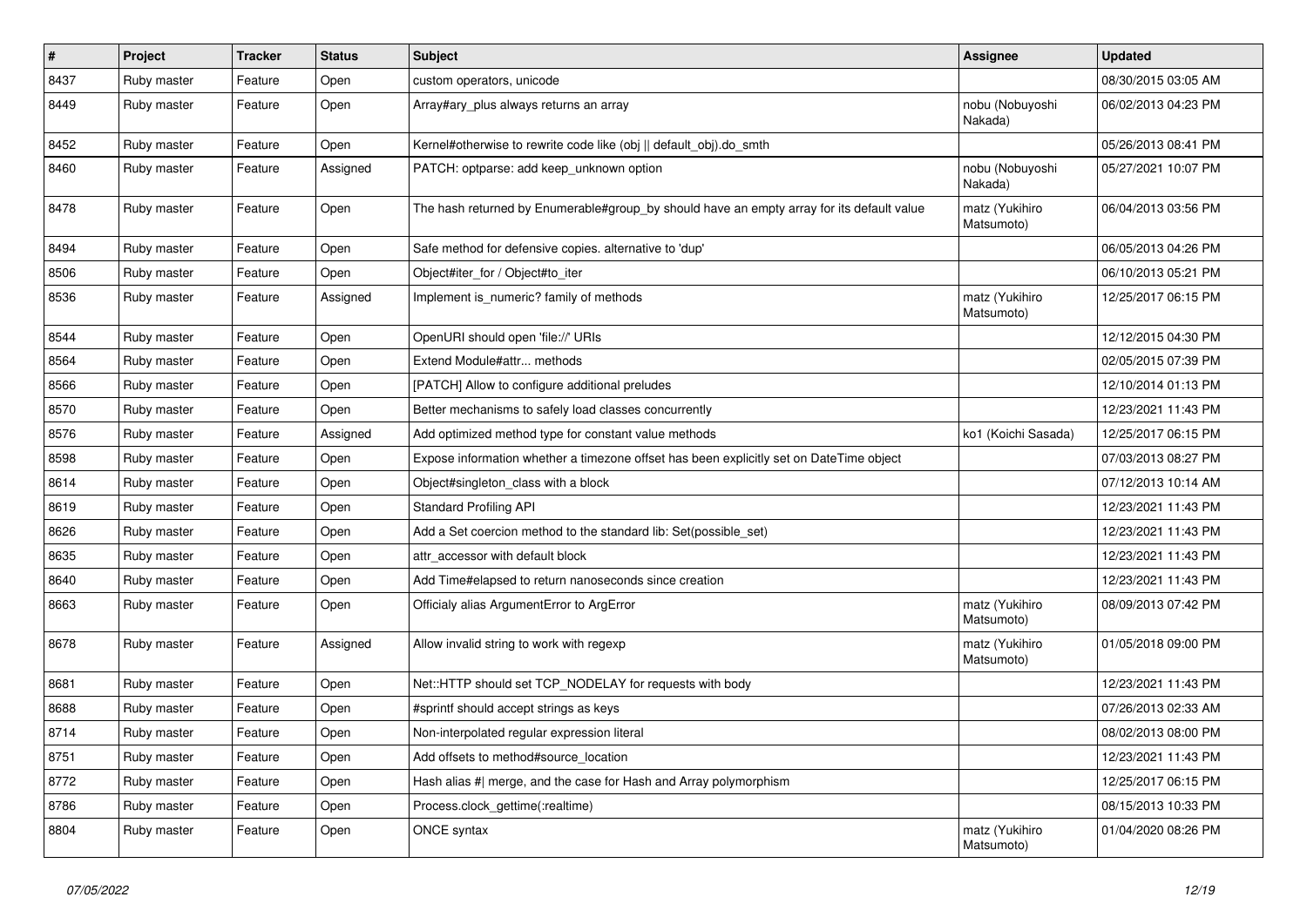| # | Project | Tracker | Status | Subject | Assignee | Updated |
|---|---|---|---|---|---|---|
| 8437 | Ruby master | Feature | Open | custom operators, unicode | | 08/30/2015 03:05 AM |
| 8449 | Ruby master | Feature | Open | Array#ary_plus always returns an array | nobu (Nobuyoshi Nakada) | 06/02/2013 04:23 PM |
| 8452 | Ruby master | Feature | Open | Kernel#otherwise to rewrite code like (obj \|\| default_obj).do_smth | | 05/26/2013 08:41 PM |
| 8460 | Ruby master | Feature | Assigned | PATCH: optparse: add keep_unknown option | nobu (Nobuyoshi Nakada) | 05/27/2021 10:07 PM |
| 8478 | Ruby master | Feature | Open | The hash returned by Enumerable#group_by should have an empty array for its default value | matz (Yukihiro Matsumoto) | 06/04/2013 03:56 PM |
| 8494 | Ruby master | Feature | Open | Safe method for defensive copies. alternative to 'dup' | | 06/05/2013 04:26 PM |
| 8506 | Ruby master | Feature | Open | Object#iter_for / Object#to_iter | | 06/10/2013 05:21 PM |
| 8536 | Ruby master | Feature | Assigned | Implement is_numeric? family of methods | matz (Yukihiro Matsumoto) | 12/25/2017 06:15 PM |
| 8544 | Ruby master | Feature | Open | OpenURI should open 'file://' URIs | | 12/12/2015 04:30 PM |
| 8564 | Ruby master | Feature | Open | Extend Module#attr... methods | | 02/05/2015 07:39 PM |
| 8566 | Ruby master | Feature | Open | [PATCH] Allow to configure additional preludes | | 12/10/2014 01:13 PM |
| 8570 | Ruby master | Feature | Open | Better mechanisms to safely load classes concurrently | | 12/23/2021 11:43 PM |
| 8576 | Ruby master | Feature | Assigned | Add optimized method type for constant value methods | ko1 (Koichi Sasada) | 12/25/2017 06:15 PM |
| 8598 | Ruby master | Feature | Open | Expose information whether a timezone offset has been explicitly set on DateTime object | | 07/03/2013 08:27 PM |
| 8614 | Ruby master | Feature | Open | Object#singleton_class with a block | | 07/12/2013 10:14 AM |
| 8619 | Ruby master | Feature | Open | Standard Profiling API | | 12/23/2021 11:43 PM |
| 8626 | Ruby master | Feature | Open | Add a Set coercion method to the standard lib: Set(possible_set) | | 12/23/2021 11:43 PM |
| 8635 | Ruby master | Feature | Open | attr_accessor with default block | | 12/23/2021 11:43 PM |
| 8640 | Ruby master | Feature | Open | Add Time#elapsed to return nanoseconds since creation | | 12/23/2021 11:43 PM |
| 8663 | Ruby master | Feature | Open | Officialy alias ArgumentError to ArgError | matz (Yukihiro Matsumoto) | 08/09/2013 07:42 PM |
| 8678 | Ruby master | Feature | Assigned | Allow invalid string to work with regexp | matz (Yukihiro Matsumoto) | 01/05/2018 09:00 PM |
| 8681 | Ruby master | Feature | Open | Net::HTTP should set TCP_NODELAY for requests with body | | 12/23/2021 11:43 PM |
| 8688 | Ruby master | Feature | Open | #sprintf should accept strings as keys | | 07/26/2013 02:33 AM |
| 8714 | Ruby master | Feature | Open | Non-interpolated regular expression literal | | 08/02/2013 08:00 PM |
| 8751 | Ruby master | Feature | Open | Add offsets to method#source_location | | 12/23/2021 11:43 PM |
| 8772 | Ruby master | Feature | Open | Hash alias #\| merge, and the case for Hash and Array polymorphism | | 12/25/2017 06:15 PM |
| 8786 | Ruby master | Feature | Open | Process.clock_gettime(:realtime) | | 08/15/2013 10:33 PM |
| 8804 | Ruby master | Feature | Open | ONCE syntax | matz (Yukihiro Matsumoto) | 01/04/2020 08:26 PM |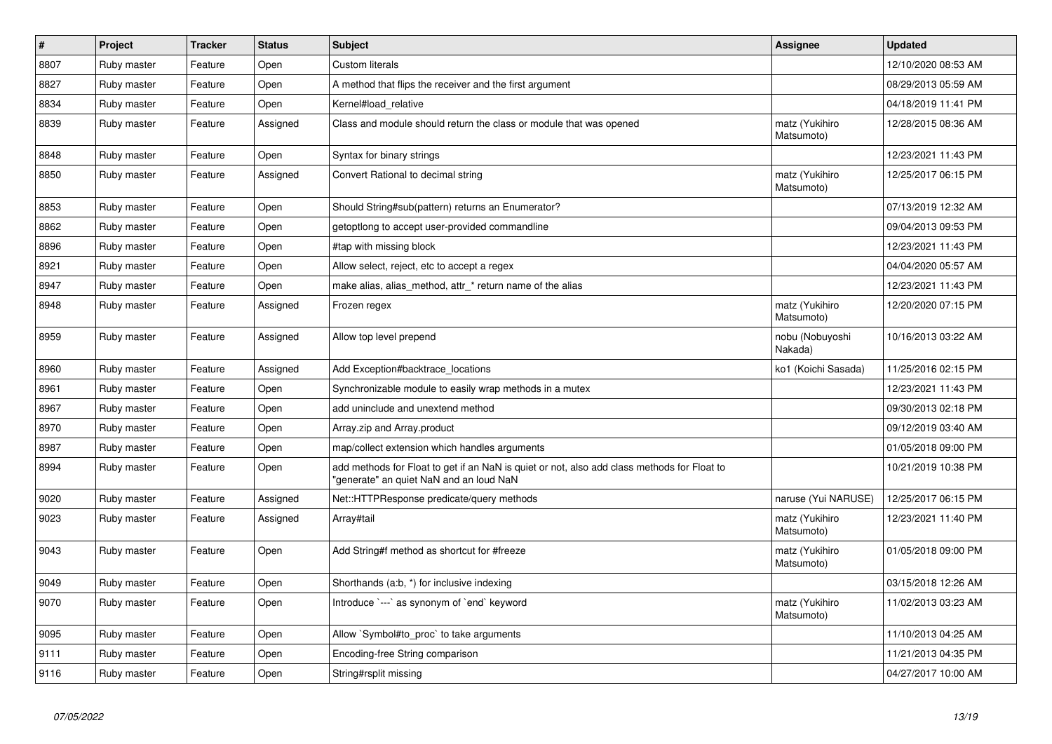| # | Project | Tracker | Status | Subject | Assignee | Updated |
|---|---|---|---|---|---|---|
| 8807 | Ruby master | Feature | Open | Custom literals | | 12/10/2020 08:53 AM |
| 8827 | Ruby master | Feature | Open | A method that flips the receiver and the first argument | | 08/29/2013 05:59 AM |
| 8834 | Ruby master | Feature | Open | Kernel#load_relative | | 04/18/2019 11:41 PM |
| 8839 | Ruby master | Feature | Assigned | Class and module should return the class or module that was opened | matz (Yukihiro Matsumoto) | 12/28/2015 08:36 AM |
| 8848 | Ruby master | Feature | Open | Syntax for binary strings | | 12/23/2021 11:43 PM |
| 8850 | Ruby master | Feature | Assigned | Convert Rational to decimal string | matz (Yukihiro Matsumoto) | 12/25/2017 06:15 PM |
| 8853 | Ruby master | Feature | Open | Should String#sub(pattern) returns an Enumerator? | | 07/13/2019 12:32 AM |
| 8862 | Ruby master | Feature | Open | getoptlong to accept user-provided commandline | | 09/04/2013 09:53 PM |
| 8896 | Ruby master | Feature | Open | #tap with missing block | | 12/23/2021 11:43 PM |
| 8921 | Ruby master | Feature | Open | Allow select, reject, etc to accept a regex | | 04/04/2020 05:57 AM |
| 8947 | Ruby master | Feature | Open | make alias, alias_method, attr_* return name of the alias | | 12/23/2021 11:43 PM |
| 8948 | Ruby master | Feature | Assigned | Frozen regex | matz (Yukihiro Matsumoto) | 12/20/2020 07:15 PM |
| 8959 | Ruby master | Feature | Assigned | Allow top level prepend | nobu (Nobuyoshi Nakada) | 10/16/2013 03:22 AM |
| 8960 | Ruby master | Feature | Assigned | Add Exception#backtrace_locations | ko1 (Koichi Sasada) | 11/25/2016 02:15 PM |
| 8961 | Ruby master | Feature | Open | Synchronizable module to easily wrap methods in a mutex | | 12/23/2021 11:43 PM |
| 8967 | Ruby master | Feature | Open | add uninclude and unextend method | | 09/30/2013 02:18 PM |
| 8970 | Ruby master | Feature | Open | Array.zip and Array.product | | 09/12/2019 03:40 AM |
| 8987 | Ruby master | Feature | Open | map/collect extension which handles arguments | | 01/05/2018 09:00 PM |
| 8994 | Ruby master | Feature | Open | add methods for Float to get if an NaN is quiet or not, also add class methods for Float to "generate" an quiet NaN and an loud NaN | | 10/21/2019 10:38 PM |
| 9020 | Ruby master | Feature | Assigned | Net::HTTPResponse predicate/query methods | naruse (Yui NARUSE) | 12/25/2017 06:15 PM |
| 9023 | Ruby master | Feature | Assigned | Array#tail | matz (Yukihiro Matsumoto) | 12/23/2021 11:40 PM |
| 9043 | Ruby master | Feature | Open | Add String#f method as shortcut for #freeze | matz (Yukihiro Matsumoto) | 01/05/2018 09:00 PM |
| 9049 | Ruby master | Feature | Open | Shorthands (a:b, *) for inclusive indexing | | 03/15/2018 12:26 AM |
| 9070 | Ruby master | Feature | Open | Introduce `---` as synonym of `end` keyword | matz (Yukihiro Matsumoto) | 11/02/2013 03:23 AM |
| 9095 | Ruby master | Feature | Open | Allow `Symbol#to_proc` to take arguments | | 11/10/2013 04:25 AM |
| 9111 | Ruby master | Feature | Open | Encoding-free String comparison | | 11/21/2013 04:35 PM |
| 9116 | Ruby master | Feature | Open | String#rsplit missing | | 04/27/2017 10:00 AM |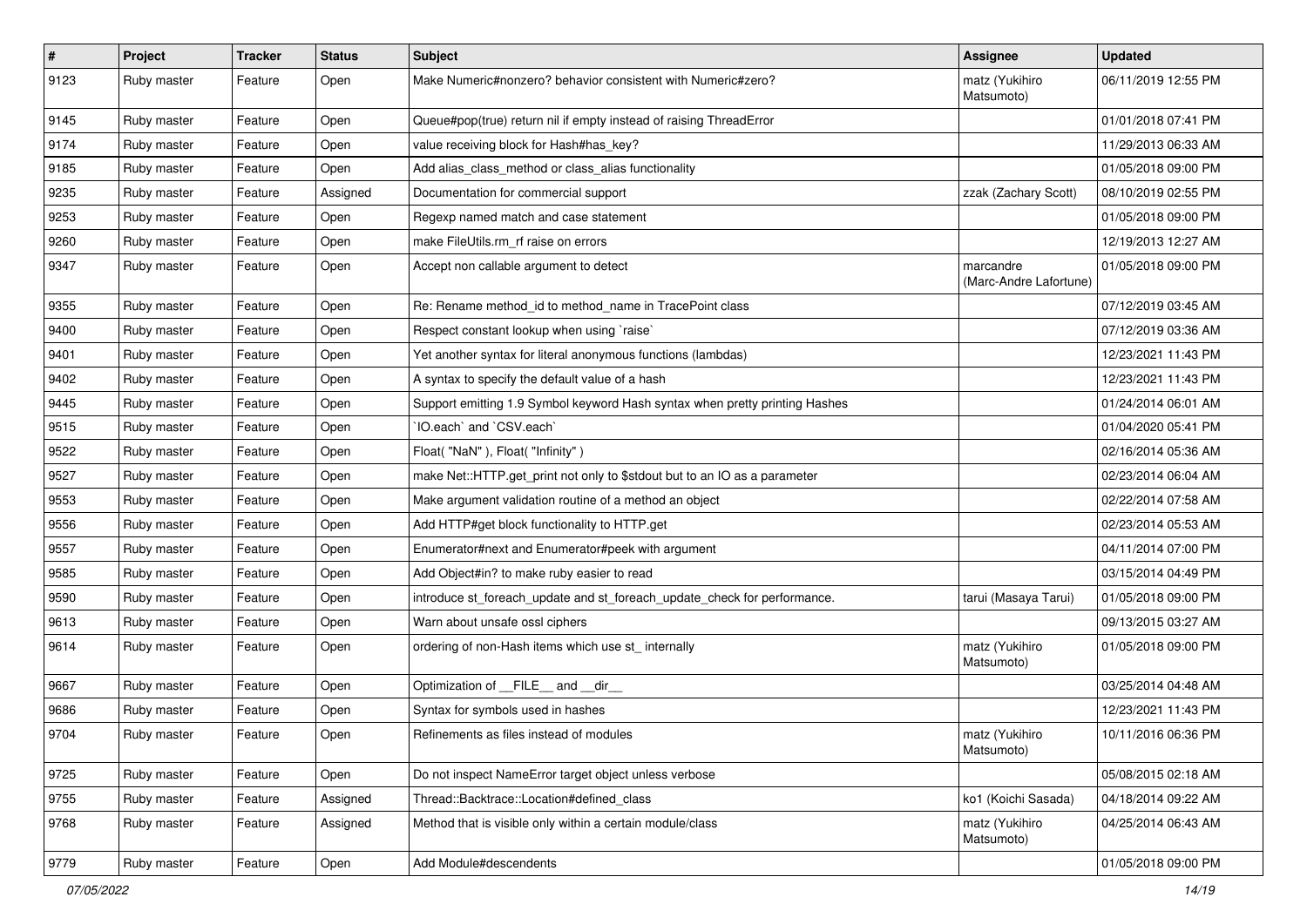| # | Project | Tracker | Status | Subject | Assignee | Updated |
|---|---|---|---|---|---|---|
| 9123 | Ruby master | Feature | Open | Make Numeric#nonzero? behavior consistent with Numeric#zero? | matz (Yukihiro Matsumoto) | 06/11/2019 12:55 PM |
| 9145 | Ruby master | Feature | Open | Queue#pop(true) return nil if empty instead of raising ThreadError | | 01/01/2018 07:41 PM |
| 9174 | Ruby master | Feature | Open | value receiving block for Hash#has_key? | | 11/29/2013 06:33 AM |
| 9185 | Ruby master | Feature | Open | Add alias_class_method or class_alias functionality | | 01/05/2018 09:00 PM |
| 9235 | Ruby master | Feature | Assigned | Documentation for commercial support | zzak (Zachary Scott) | 08/10/2019 02:55 PM |
| 9253 | Ruby master | Feature | Open | Regexp named match and case statement | | 01/05/2018 09:00 PM |
| 9260 | Ruby master | Feature | Open | make FileUtils.rm_rf raise on errors | | 12/19/2013 12:27 AM |
| 9347 | Ruby master | Feature | Open | Accept non callable argument to detect | marcandre (Marc-Andre Lafortune) | 01/05/2018 09:00 PM |
| 9355 | Ruby master | Feature | Open | Re: Rename method_id to method_name in TracePoint class | | 07/12/2019 03:45 AM |
| 9400 | Ruby master | Feature | Open | Respect constant lookup when using `raise` | | 07/12/2019 03:36 AM |
| 9401 | Ruby master | Feature | Open | Yet another syntax for literal anonymous functions (lambdas) | | 12/23/2021 11:43 PM |
| 9402 | Ruby master | Feature | Open | A syntax to specify the default value of a hash | | 12/23/2021 11:43 PM |
| 9445 | Ruby master | Feature | Open | Support emitting 1.9 Symbol keyword Hash syntax when pretty printing Hashes | | 01/24/2014 06:01 AM |
| 9515 | Ruby master | Feature | Open | `IO.each` and `CSV.each` | | 01/04/2020 05:41 PM |
| 9522 | Ruby master | Feature | Open | Float( "NaN" ), Float( "Infinity" ) | | 02/16/2014 05:36 AM |
| 9527 | Ruby master | Feature | Open | make Net::HTTP.get_print not only to $stdout but to an IO as a parameter | | 02/23/2014 06:04 AM |
| 9553 | Ruby master | Feature | Open | Make argument validation routine of a method an object | | 02/22/2014 07:58 AM |
| 9556 | Ruby master | Feature | Open | Add HTTP#get block functionality to HTTP.get | | 02/23/2014 05:53 AM |
| 9557 | Ruby master | Feature | Open | Enumerator#next and Enumerator#peek with argument | | 04/11/2014 07:00 PM |
| 9585 | Ruby master | Feature | Open | Add Object#in? to make ruby easier to read | | 03/15/2014 04:49 PM |
| 9590 | Ruby master | Feature | Open | introduce st_foreach_update and st_foreach_update_check for performance. | tarui (Masaya Tarui) | 01/05/2018 09:00 PM |
| 9613 | Ruby master | Feature | Open | Warn about unsafe ossl ciphers | | 09/13/2015 03:27 AM |
| 9614 | Ruby master | Feature | Open | ordering of non-Hash items which use st_ internally | matz (Yukihiro Matsumoto) | 01/05/2018 09:00 PM |
| 9667 | Ruby master | Feature | Open | Optimization of __FILE__ and __dir__ | | 03/25/2014 04:48 AM |
| 9686 | Ruby master | Feature | Open | Syntax for symbols used in hashes | | 12/23/2021 11:43 PM |
| 9704 | Ruby master | Feature | Open | Refinements as files instead of modules | matz (Yukihiro Matsumoto) | 10/11/2016 06:36 PM |
| 9725 | Ruby master | Feature | Open | Do not inspect NameError target object unless verbose | | 05/08/2015 02:18 AM |
| 9755 | Ruby master | Feature | Assigned | Thread::Backtrace::Location#defined_class | ko1 (Koichi Sasada) | 04/18/2014 09:22 AM |
| 9768 | Ruby master | Feature | Assigned | Method that is visible only within a certain module/class | matz (Yukihiro Matsumoto) | 04/25/2014 06:43 AM |
| 9779 | Ruby master | Feature | Open | Add Module#descendents | | 01/05/2018 09:00 PM |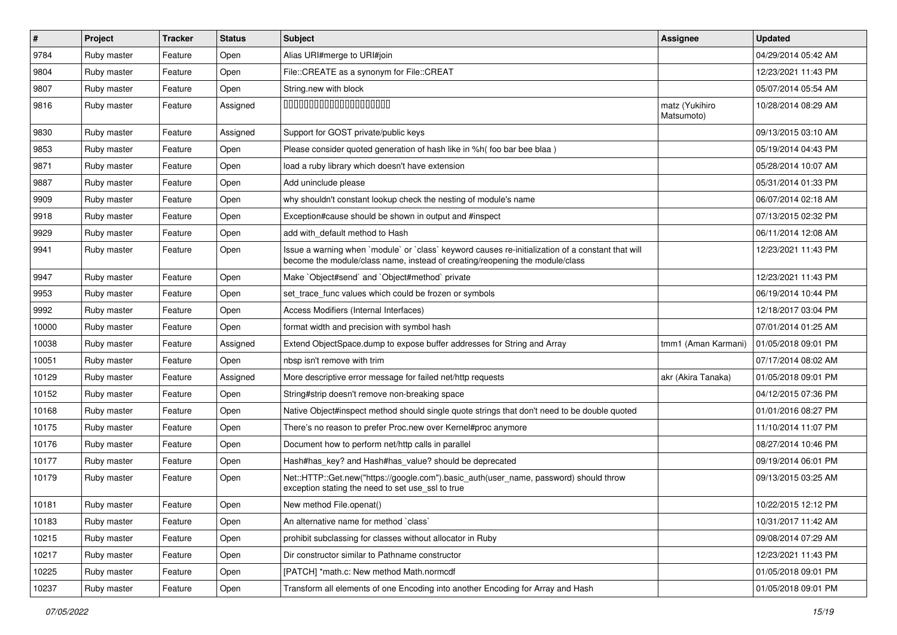| # | Project | Tracker | Status | Subject | Assignee | Updated |
|---|---|---|---|---|---|---|
| 9784 | Ruby master | Feature | Open | Alias URI#merge to URI#join | | 04/29/2014 05:42 AM |
| 9804 | Ruby master | Feature | Open | File::CREATE as a synonym for File::CREAT | | 12/23/2021 11:43 PM |
| 9807 | Ruby master | Feature | Open | String.new with block | | 05/07/2014 05:54 AM |
| 9816 | Ruby master | Feature | Assigned | 0000000000000000000000 | matz (Yukihiro Matsumoto) | 10/28/2014 08:29 AM |
| 9830 | Ruby master | Feature | Assigned | Support for GOST private/public keys | | 09/13/2015 03:10 AM |
| 9853 | Ruby master | Feature | Open | Please consider quoted generation of hash like in %h( foo bar bee blaa ) | | 05/19/2014 04:43 PM |
| 9871 | Ruby master | Feature | Open | load a ruby library which doesn't have extension | | 05/28/2014 10:07 AM |
| 9887 | Ruby master | Feature | Open | Add uninclude please | | 05/31/2014 01:33 PM |
| 9909 | Ruby master | Feature | Open | why shouldn't constant lookup check the nesting of module's name | | 06/07/2014 02:18 AM |
| 9918 | Ruby master | Feature | Open | Exception#cause should be shown in output and #inspect | | 07/13/2015 02:32 PM |
| 9929 | Ruby master | Feature | Open | add with_default method to Hash | | 06/11/2014 12:08 AM |
| 9941 | Ruby master | Feature | Open | Issue a warning when `module` or `class` keyword causes re-initialization of a constant that will become the module/class name, instead of creating/reopening the module/class | | 12/23/2021 11:43 PM |
| 9947 | Ruby master | Feature | Open | Make `Object#send` and `Object#method` private | | 12/23/2021 11:43 PM |
| 9953 | Ruby master | Feature | Open | set_trace_func values which could be frozen or symbols | | 06/19/2014 10:44 PM |
| 9992 | Ruby master | Feature | Open | Access Modifiers (Internal Interfaces) | | 12/18/2017 03:04 PM |
| 10000 | Ruby master | Feature | Open | format width and precision with symbol hash | | 07/01/2014 01:25 AM |
| 10038 | Ruby master | Feature | Assigned | Extend ObjectSpace.dump to expose buffer addresses for String and Array | tmm1 (Aman Karmani) | 01/05/2018 09:01 PM |
| 10051 | Ruby master | Feature | Open | nbsp isn't remove with trim | | 07/17/2014 08:02 AM |
| 10129 | Ruby master | Feature | Assigned | More descriptive error message for failed net/http requests | akr (Akira Tanaka) | 01/05/2018 09:01 PM |
| 10152 | Ruby master | Feature | Open | String#strip doesn't remove non-breaking space | | 04/12/2015 07:36 PM |
| 10168 | Ruby master | Feature | Open | Native Object#inspect method should single quote strings that don't need to be double quoted | | 01/01/2016 08:27 PM |
| 10175 | Ruby master | Feature | Open | There's no reason to prefer Proc.new over Kernel#proc anymore | | 11/10/2014 11:07 PM |
| 10176 | Ruby master | Feature | Open | Document how to perform net/http calls in parallel | | 08/27/2014 10:46 PM |
| 10177 | Ruby master | Feature | Open | Hash#has_key? and Hash#has_value? should be deprecated | | 09/19/2014 06:01 PM |
| 10179 | Ruby master | Feature | Open | Net::HTTP::Get.new("https://google.com").basic_auth(user_name, password) should throw exception stating the need to set use_ssl to true | | 09/13/2015 03:25 AM |
| 10181 | Ruby master | Feature | Open | New method File.openat() | | 10/22/2015 12:12 PM |
| 10183 | Ruby master | Feature | Open | An alternative name for method `class` | | 10/31/2017 11:42 AM |
| 10215 | Ruby master | Feature | Open | prohibit subclassing for classes without allocator in Ruby | | 09/08/2014 07:29 AM |
| 10217 | Ruby master | Feature | Open | Dir constructor similar to Pathname constructor | | 12/23/2021 11:43 PM |
| 10225 | Ruby master | Feature | Open | [PATCH] *math.c: New method Math.normcdf | | 01/05/2018 09:01 PM |
| 10237 | Ruby master | Feature | Open | Transform all elements of one Encoding into another Encoding for Array and Hash | | 01/05/2018 09:01 PM |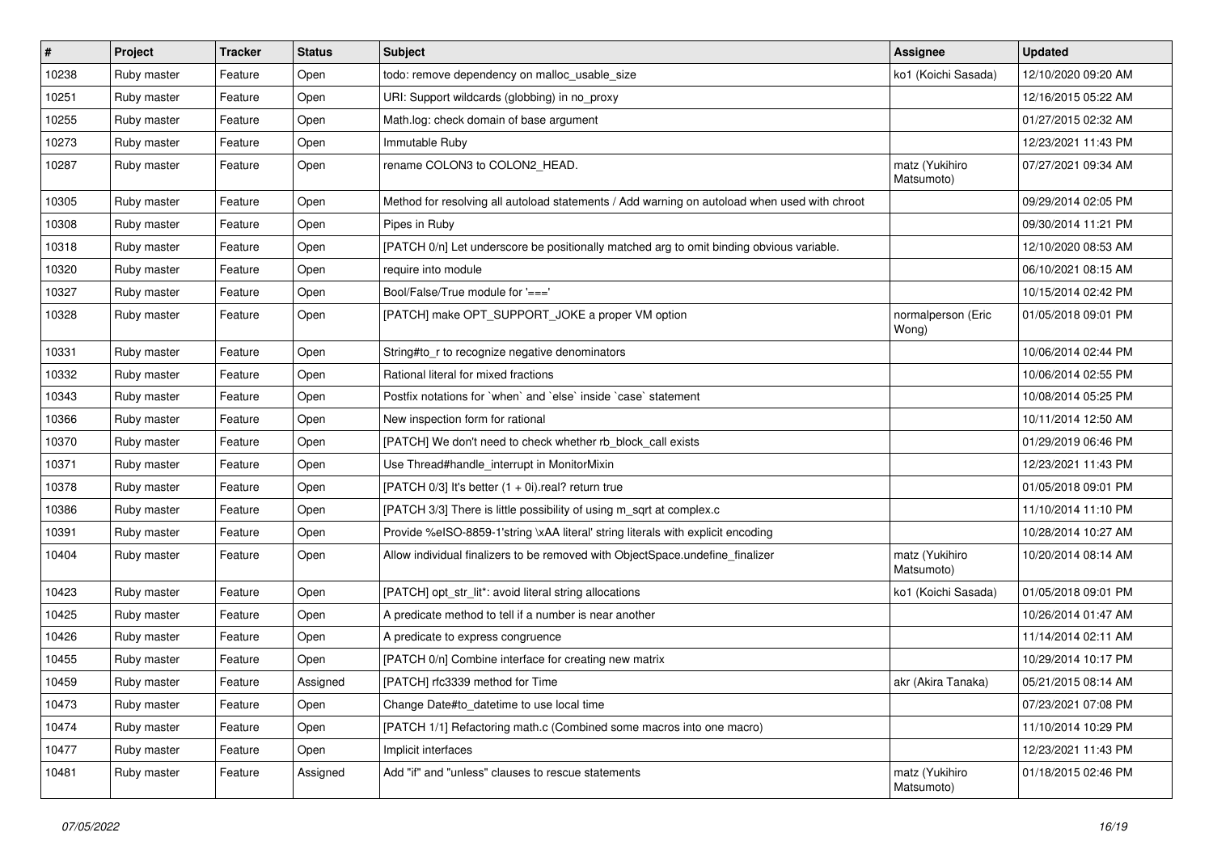| # | Project | Tracker | Status | Subject | Assignee | Updated |
| --- | --- | --- | --- | --- | --- | --- |
| 10238 | Ruby master | Feature | Open | todo: remove dependency on malloc_usable_size | ko1 (Koichi Sasada) | 12/10/2020 09:20 AM |
| 10251 | Ruby master | Feature | Open | URI: Support wildcards (globbing) in no_proxy | | 12/16/2015 05:22 AM |
| 10255 | Ruby master | Feature | Open | Math.log: check domain of base argument | | 01/27/2015 02:32 AM |
| 10273 | Ruby master | Feature | Open | Immutable Ruby | | 12/23/2021 11:43 PM |
| 10287 | Ruby master | Feature | Open | rename COLON3 to COLON2_HEAD. | matz (Yukihiro Matsumoto) | 07/27/2021 09:34 AM |
| 10305 | Ruby master | Feature | Open | Method for resolving all autoload statements / Add warning on autoload when used with chroot | | 09/29/2014 02:05 PM |
| 10308 | Ruby master | Feature | Open | Pipes in Ruby | | 09/30/2014 11:21 PM |
| 10318 | Ruby master | Feature | Open | [PATCH 0/n] Let underscore be positionally matched arg to omit binding obvious variable. | | 12/10/2020 08:53 AM |
| 10320 | Ruby master | Feature | Open | require into module | | 06/10/2021 08:15 AM |
| 10327 | Ruby master | Feature | Open | Bool/False/True module for '===' | | 10/15/2014 02:42 PM |
| 10328 | Ruby master | Feature | Open | [PATCH] make OPT_SUPPORT_JOKE a proper VM option | normalperson (Eric Wong) | 01/05/2018 09:01 PM |
| 10331 | Ruby master | Feature | Open | String#to_r to recognize negative denominators | | 10/06/2014 02:44 PM |
| 10332 | Ruby master | Feature | Open | Rational literal for mixed fractions | | 10/06/2014 02:55 PM |
| 10343 | Ruby master | Feature | Open | Postfix notations for `when` and `else` inside `case` statement | | 10/08/2014 05:25 PM |
| 10366 | Ruby master | Feature | Open | New inspection form for rational | | 10/11/2014 12:50 AM |
| 10370 | Ruby master | Feature | Open | [PATCH] We don't need to check whether rb_block_call exists | | 01/29/2019 06:46 PM |
| 10371 | Ruby master | Feature | Open | Use Thread#handle_interrupt in MonitorMixin | | 12/23/2021 11:43 PM |
| 10378 | Ruby master | Feature | Open | [PATCH 0/3] It's better (1 + 0i).real? return true | | 01/05/2018 09:01 PM |
| 10386 | Ruby master | Feature | Open | [PATCH 3/3] There is little possibility of using m_sqrt at complex.c | | 11/10/2014 11:10 PM |
| 10391 | Ruby master | Feature | Open | Provide %eISO-8859-1'string \xAA literal' string literals with explicit encoding | | 10/28/2014 10:27 AM |
| 10404 | Ruby master | Feature | Open | Allow individual finalizers to be removed with ObjectSpace.undefine_finalizer | matz (Yukihiro Matsumoto) | 10/20/2014 08:14 AM |
| 10423 | Ruby master | Feature | Open | [PATCH] opt_str_lit*: avoid literal string allocations | ko1 (Koichi Sasada) | 01/05/2018 09:01 PM |
| 10425 | Ruby master | Feature | Open | A predicate method to tell if a number is near another | | 10/26/2014 01:47 AM |
| 10426 | Ruby master | Feature | Open | A predicate to express congruence | | 11/14/2014 02:11 AM |
| 10455 | Ruby master | Feature | Open | [PATCH 0/n] Combine interface for creating new matrix | | 10/29/2014 10:17 PM |
| 10459 | Ruby master | Feature | Assigned | [PATCH] rfc3339 method for Time | akr (Akira Tanaka) | 05/21/2015 08:14 AM |
| 10473 | Ruby master | Feature | Open | Change Date#to_datetime to use local time | | 07/23/2021 07:08 PM |
| 10474 | Ruby master | Feature | Open | [PATCH 1/1] Refactoring math.c (Combined some macros into one macro) | | 11/10/2014 10:29 PM |
| 10477 | Ruby master | Feature | Open | Implicit interfaces | | 12/23/2021 11:43 PM |
| 10481 | Ruby master | Feature | Assigned | Add "if" and "unless" clauses to rescue statements | matz (Yukihiro Matsumoto) | 01/18/2015 02:46 PM |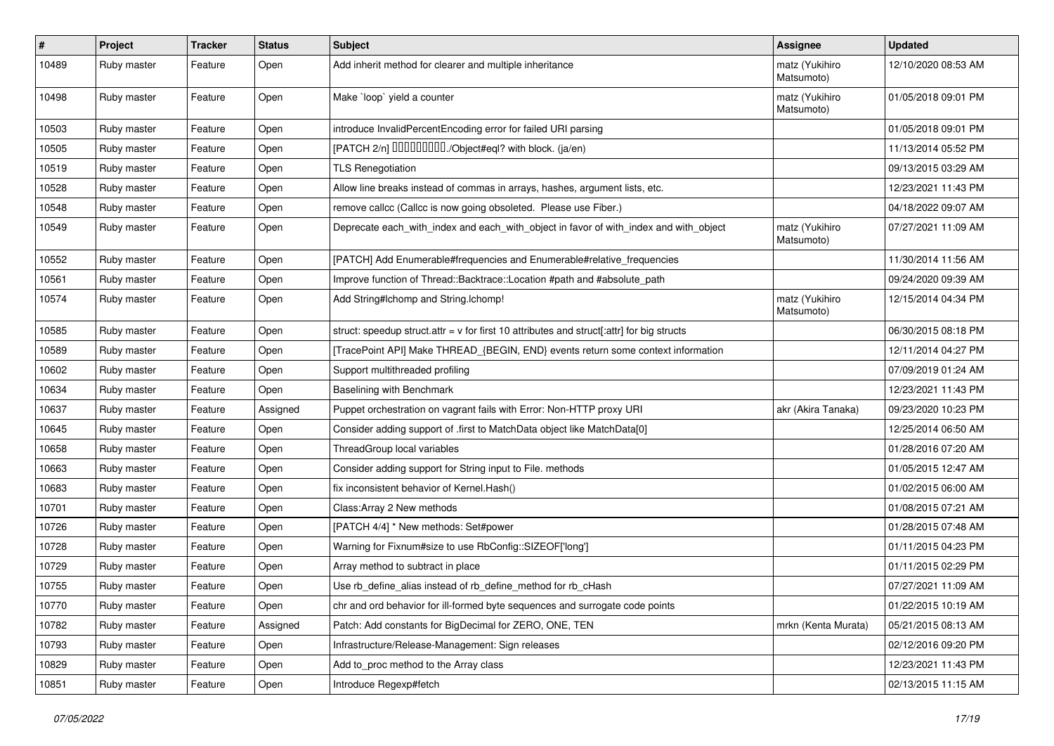| # | Project | Tracker | Status | Subject | Assignee | Updated |
|---|---|---|---|---|---|---|
| 10489 | Ruby master | Feature | Open | Add inherit method for clearer and multiple inheritance | matz (Yukihiro Matsumoto) | 12/10/2020 08:53 AM |
| 10498 | Ruby master | Feature | Open | Make `loop` yield a counter | matz (Yukihiro Matsumoto) | 01/05/2018 09:01 PM |
| 10503 | Ruby master | Feature | Open | introduce InvalidPercentEncoding error for failed URI parsing | | 01/05/2018 09:01 PM |
| 10505 | Ruby master | Feature | Open | [PATCH 2/n] 同値性を判定する./Object#eql? with block. (ja/en) | | 11/13/2014 05:52 PM |
| 10519 | Ruby master | Feature | Open | TLS Renegotiation | | 09/13/2015 03:29 AM |
| 10528 | Ruby master | Feature | Open | Allow line breaks instead of commas in arrays, hashes, argument lists, etc. | | 12/23/2021 11:43 PM |
| 10548 | Ruby master | Feature | Open | remove callcc (Callcc is now going obsoleted.  Please use Fiber.) | | 04/18/2022 09:07 AM |
| 10549 | Ruby master | Feature | Open | Deprecate each_with_index and each_with_object in favor of with_index and with_object | matz (Yukihiro Matsumoto) | 07/27/2021 11:09 AM |
| 10552 | Ruby master | Feature | Open | [PATCH] Add Enumerable#frequencies and Enumerable#relative_frequencies | | 11/30/2014 11:56 AM |
| 10561 | Ruby master | Feature | Open | Improve function of Thread::Backtrace::Location #path and #absolute_path | | 09/24/2020 09:39 AM |
| 10574 | Ruby master | Feature | Open | Add String#lchomp and String.lchomp! | matz (Yukihiro Matsumoto) | 12/15/2014 04:34 PM |
| 10585 | Ruby master | Feature | Open | struct: speedup struct.attr = v for first 10 attributes and struct[:attr] for big structs | | 06/30/2015 08:18 PM |
| 10589 | Ruby master | Feature | Open | [TracePoint API] Make THREAD_{BEGIN, END} events return some context information | | 12/11/2014 04:27 PM |
| 10602 | Ruby master | Feature | Open | Support multithreaded profiling | | 07/09/2019 01:24 AM |
| 10634 | Ruby master | Feature | Open | Baselining with Benchmark | | 12/23/2021 11:43 PM |
| 10637 | Ruby master | Feature | Assigned | Puppet orchestration on vagrant fails with Error: Non-HTTP proxy URI | akr (Akira Tanaka) | 09/23/2020 10:23 PM |
| 10645 | Ruby master | Feature | Open | Consider adding support of .first to MatchData object like MatchData[0] | | 12/25/2014 06:50 AM |
| 10658 | Ruby master | Feature | Open | ThreadGroup local variables | | 01/28/2016 07:20 AM |
| 10663 | Ruby master | Feature | Open | Consider adding support for String input to File. methods | | 01/05/2015 12:47 AM |
| 10683 | Ruby master | Feature | Open | fix inconsistent behavior of Kernel.Hash() | | 01/02/2015 06:00 AM |
| 10701 | Ruby master | Feature | Open | Class:Array 2 New methods | | 01/08/2015 07:21 AM |
| 10726 | Ruby master | Feature | Open | [PATCH 4/4] * New methods: Set#power | | 01/28/2015 07:48 AM |
| 10728 | Ruby master | Feature | Open | Warning for Fixnum#size to use RbConfig::SIZEOF['long'] | | 01/11/2015 04:23 PM |
| 10729 | Ruby master | Feature | Open | Array method to subtract in place | | 01/11/2015 02:29 PM |
| 10755 | Ruby master | Feature | Open | Use rb_define_alias instead of rb_define_method for rb_cHash | | 07/27/2021 11:09 AM |
| 10770 | Ruby master | Feature | Open | chr and ord behavior for ill-formed byte sequences and surrogate code points | | 01/22/2015 10:19 AM |
| 10782 | Ruby master | Feature | Assigned | Patch: Add constants for BigDecimal for ZERO, ONE, TEN | mrkn (Kenta Murata) | 05/21/2015 08:13 AM |
| 10793 | Ruby master | Feature | Open | Infrastructure/Release-Management: Sign releases | | 02/12/2016 09:20 PM |
| 10829 | Ruby master | Feature | Open | Add to_proc method to the Array class | | 12/23/2021 11:43 PM |
| 10851 | Ruby master | Feature | Open | Introduce Regexp#fetch | | 02/13/2015 11:15 AM |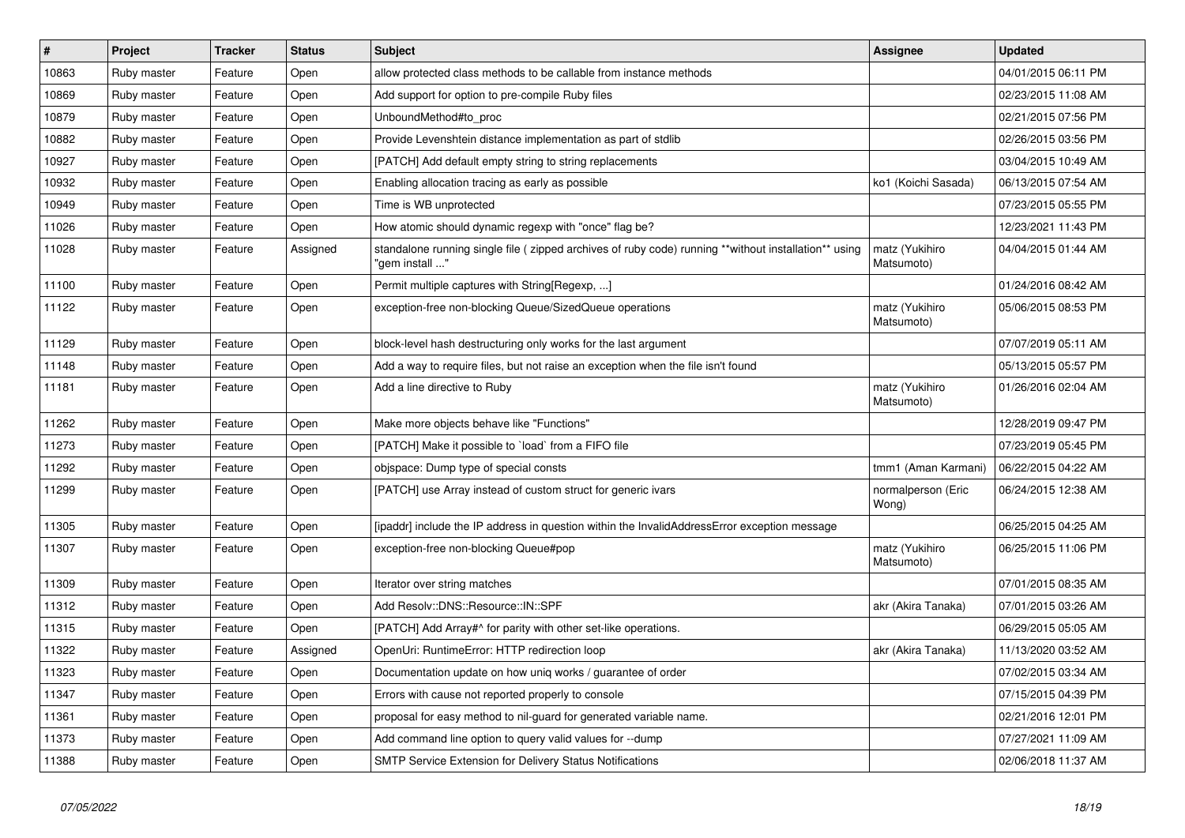| # | Project | Tracker | Status | Subject | Assignee | Updated |
|---|---|---|---|---|---|---|
| 10863 | Ruby master | Feature | Open | allow protected class methods to be callable from instance methods | | 04/01/2015 06:11 PM |
| 10869 | Ruby master | Feature | Open | Add support for option to pre-compile Ruby files | | 02/23/2015 11:08 AM |
| 10879 | Ruby master | Feature | Open | UnboundMethod#to_proc | | 02/21/2015 07:56 PM |
| 10882 | Ruby master | Feature | Open | Provide Levenshtein distance implementation as part of stdlib | | 02/26/2015 03:56 PM |
| 10927 | Ruby master | Feature | Open | [PATCH] Add default empty string to string replacements | | 03/04/2015 10:49 AM |
| 10932 | Ruby master | Feature | Open | Enabling allocation tracing as early as possible | ko1 (Koichi Sasada) | 06/13/2015 07:54 AM |
| 10949 | Ruby master | Feature | Open | Time is WB unprotected | | 07/23/2015 05:55 PM |
| 11026 | Ruby master | Feature | Open | How atomic should dynamic regexp with "once" flag be? | | 12/23/2021 11:43 PM |
| 11028 | Ruby master | Feature | Assigned | standalone running single file ( zipped archives of ruby code) running **without installation** using "gem install ..." | matz (Yukihiro Matsumoto) | 04/04/2015 01:44 AM |
| 11100 | Ruby master | Feature | Open | Permit multiple captures with String[Regexp, ...] | | 01/24/2016 08:42 AM |
| 11122 | Ruby master | Feature | Open | exception-free non-blocking Queue/SizedQueue operations | matz (Yukihiro Matsumoto) | 05/06/2015 08:53 PM |
| 11129 | Ruby master | Feature | Open | block-level hash destructuring only works for the last argument | | 07/07/2019 05:11 AM |
| 11148 | Ruby master | Feature | Open | Add a way to require files, but not raise an exception when the file isn't found | | 05/13/2015 05:57 PM |
| 11181 | Ruby master | Feature | Open | Add a line directive to Ruby | matz (Yukihiro Matsumoto) | 01/26/2016 02:04 AM |
| 11262 | Ruby master | Feature | Open | Make more objects behave like "Functions" | | 12/28/2019 09:47 PM |
| 11273 | Ruby master | Feature | Open | [PATCH] Make it possible to `load` from a FIFO file | | 07/23/2019 05:45 PM |
| 11292 | Ruby master | Feature | Open | objspace: Dump type of special consts | tmm1 (Aman Karmani) | 06/22/2015 04:22 AM |
| 11299 | Ruby master | Feature | Open | [PATCH] use Array instead of custom struct for generic ivars | normalperson (Eric Wong) | 06/24/2015 12:38 AM |
| 11305 | Ruby master | Feature | Open | [ipaddr] include the IP address in question within the InvalidAddressError exception message | | 06/25/2015 04:25 AM |
| 11307 | Ruby master | Feature | Open | exception-free non-blocking Queue#pop | matz (Yukihiro Matsumoto) | 06/25/2015 11:06 PM |
| 11309 | Ruby master | Feature | Open | Iterator over string matches | | 07/01/2015 08:35 AM |
| 11312 | Ruby master | Feature | Open | Add Resolv::DNS::Resource::IN::SPF | akr (Akira Tanaka) | 07/01/2015 03:26 AM |
| 11315 | Ruby master | Feature | Open | [PATCH] Add Array#^ for parity with other set-like operations. | | 06/29/2015 05:05 AM |
| 11322 | Ruby master | Feature | Assigned | OpenUri: RuntimeError: HTTP redirection loop | akr (Akira Tanaka) | 11/13/2020 03:52 AM |
| 11323 | Ruby master | Feature | Open | Documentation update on how uniq works / guarantee of order | | 07/02/2015 03:34 AM |
| 11347 | Ruby master | Feature | Open | Errors with cause not reported properly to console | | 07/15/2015 04:39 PM |
| 11361 | Ruby master | Feature | Open | proposal for easy method to nil-guard for generated variable name. | | 02/21/2016 12:01 PM |
| 11373 | Ruby master | Feature | Open | Add command line option to query valid values for --dump | | 07/27/2021 11:09 AM |
| 11388 | Ruby master | Feature | Open | SMTP Service Extension for Delivery Status Notifications | | 02/06/2018 11:37 AM |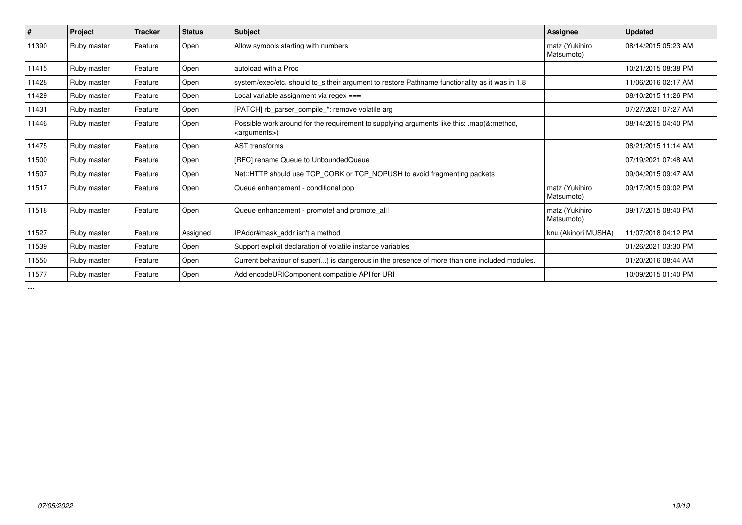| # | Project | Tracker | Status | Subject | Assignee | Updated |
|---|---|---|---|---|---|---|
| 11390 | Ruby master | Feature | Open | Allow symbols starting with numbers | matz (Yukihiro Matsumoto) | 08/14/2015 05:23 AM |
| 11415 | Ruby master | Feature | Open | autoload with a Proc | | 10/21/2015 08:38 PM |
| 11428 | Ruby master | Feature | Open | system/exec/etc. should to_s their argument to restore Pathname functionality as it was in 1.8 | | 11/06/2016 02:17 AM |
| 11429 | Ruby master | Feature | Open | Local variable assignment via regex === | | 08/10/2015 11:26 PM |
| 11431 | Ruby master | Feature | Open | [PATCH] rb_parser_compile_*: remove volatile arg | | 07/27/2021 07:27 AM |
| 11446 | Ruby master | Feature | Open | Possible work around for the requirement to supplying arguments like this: .map(&:method, <arguments>) | | 08/14/2015 04:40 PM |
| 11475 | Ruby master | Feature | Open | AST transforms | | 08/21/2015 11:14 AM |
| 11500 | Ruby master | Feature | Open | [RFC] rename Queue to UnboundedQueue | | 07/19/2021 07:48 AM |
| 11507 | Ruby master | Feature | Open | Net::HTTP should use TCP_CORK or TCP_NOPUSH to avoid fragmenting packets | | 09/04/2015 09:47 AM |
| 11517 | Ruby master | Feature | Open | Queue enhancement - conditional pop | matz (Yukihiro Matsumoto) | 09/17/2015 09:02 PM |
| 11518 | Ruby master | Feature | Open | Queue enhancement - promote! and promote_all! | matz (Yukihiro Matsumoto) | 09/17/2015 08:40 PM |
| 11527 | Ruby master | Feature | Assigned | IPAddr#mask_addr isn't a method | knu (Akinori MUSHA) | 11/07/2018 04:12 PM |
| 11539 | Ruby master | Feature | Open | Support explicit declaration of volatile instance variables | | 01/26/2021 03:30 PM |
| 11550 | Ruby master | Feature | Open | Current behaviour of super(...) is dangerous in the presence of more than one included modules. | | 01/20/2016 08:44 AM |
| 11577 | Ruby master | Feature | Open | Add encodeURIComponent compatible API for URI | | 10/09/2015 01:40 PM |

...